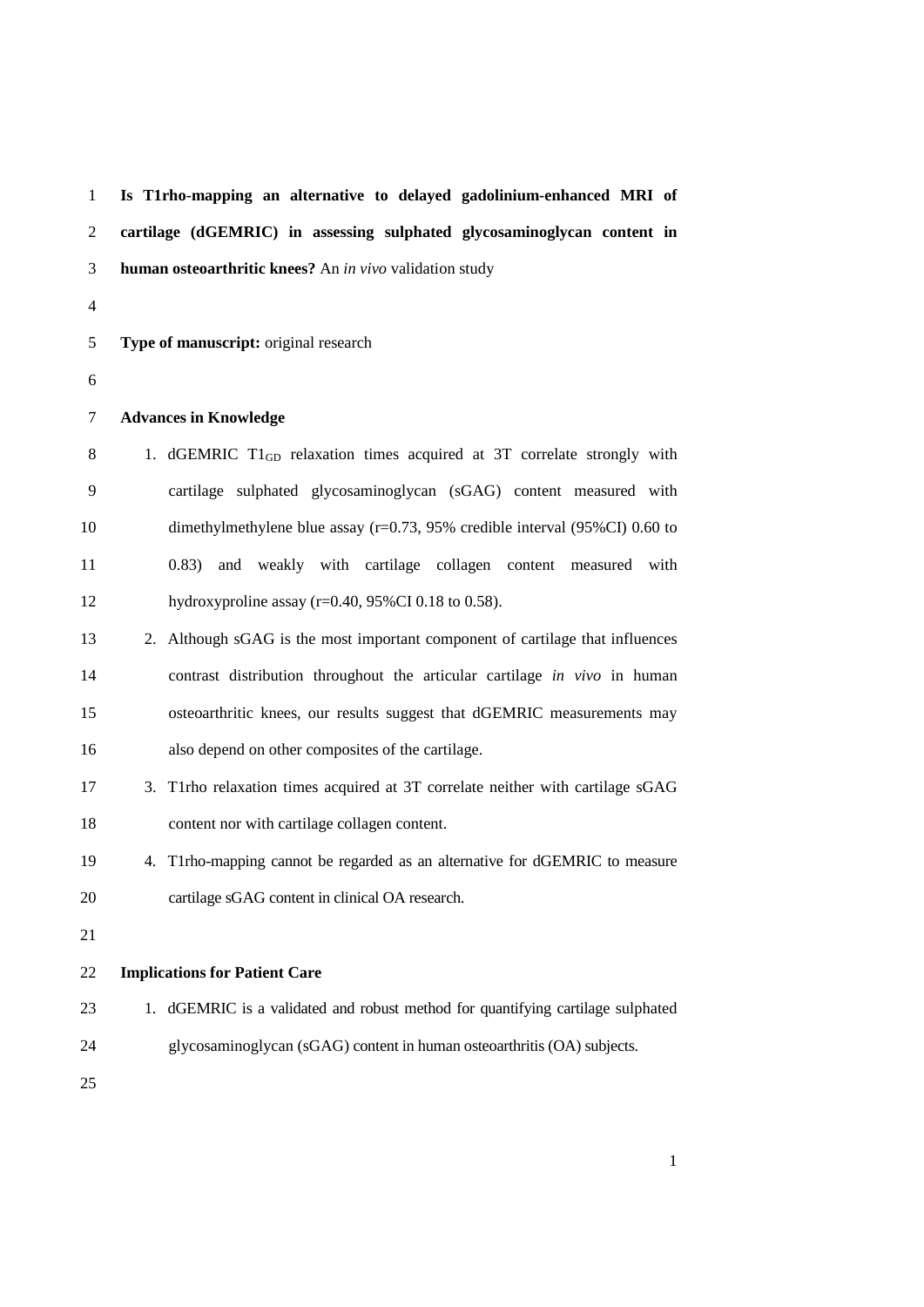**Is T1rho-mapping an alternative to delayed gadolinium-enhanced MRI of cartilage (dGEMRIC) in assessing sulphated glycosaminoglycan content in human osteoarthritic knees?** An *in vivo* validation study

**Type of manuscript:** original research

## Advances in Knowledge

1. dGEMRIC $T1_{GD}$ relaxation times acquired at 3T correlate strongly with cartilage sulphated glycosaminoglycan (sGAG) content measured with dimethylmethylene blue assay (r=0.73, 95% credible interval (95%CI) 0.60 to 0.83) and weakly with cartilage collagen content measured with hydroxyproline assay (r=0.40, 95%CI 0.18 to 0.58).
2. Although sGAG is the most important component of cartilage that influences contrast distribution throughout the articular cartilage *in vivo* in human osteoarthritic knees, our results suggest that dGEMRIC measurements may also depend on other composites of the cartilage.
3. T1rho relaxation times acquired at 3T correlate neither with cartilage sGAG content nor with cartilage collagen content.
4. T1rho-mapping cannot be regarded as an alternative for dGEMRIC to measure cartilage sGAG content in clinical OA research.

## Implications for Patient Care

1. dGEMRIC is a validated and robust method for quantifying cartilage sulphated glycosaminoglycan (sGAG) content in human osteoarthritis (OA) subjects.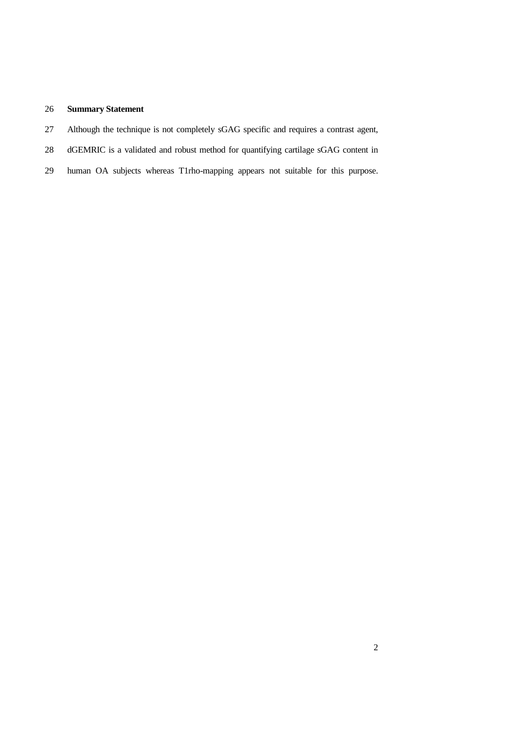**Summary Statement**

Although the technique is not completely sGAG specific and requires a contrast agent, dGEMRIC is a validated and robust method for quantifying cartilage sGAG content in human OA subjects whereas T1rho-mapping appears not suitable for this purpose.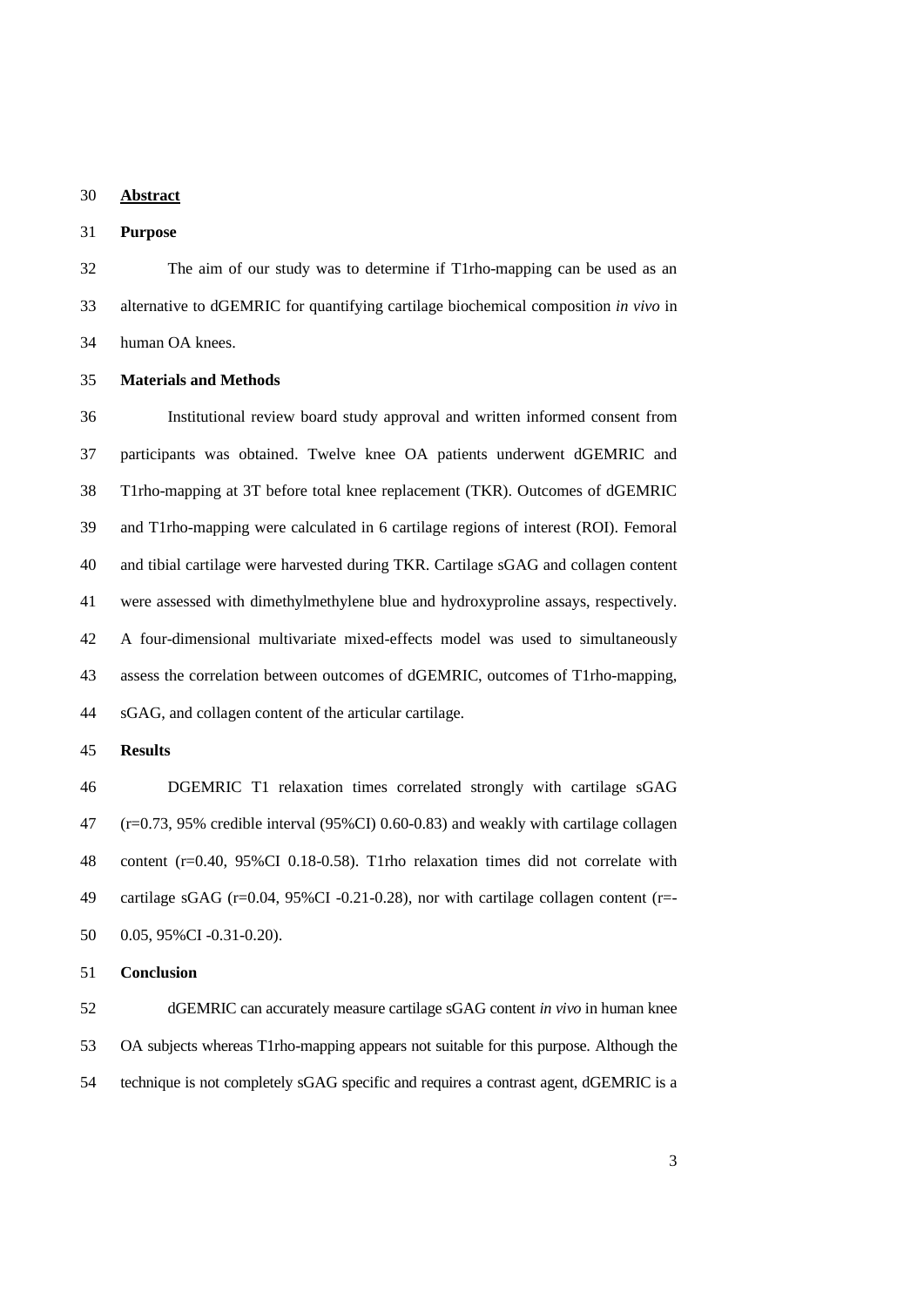## Abstract

### Purpose

The aim of our study was to determine if T1rho-mapping can be used as an alternative to dGEMRIC for quantifying cartilage biochemical composition *in vivo* in human OA knees.

### Materials and Methods

Institutional review board study approval and written informed consent from participants was obtained. Twelve knee OA patients underwent dGEMRIC and T1rho-mapping at 3T before total knee replacement (TKR). Outcomes of dGEMRIC and T1rho-mapping were calculated in 6 cartilage regions of interest (ROI). Femoral and tibial cartilage were harvested during TKR. Cartilage sGAG and collagen content were assessed with dimethylmethylene blue and hydroxyproline assays, respectively. A four-dimensional multivariate mixed-effects model was used to simultaneously assess the correlation between outcomes of dGEMRIC, outcomes of T1rho-mapping, sGAG, and collagen content of the articular cartilage.

### Results

DGEMRIC T1 relaxation times correlated strongly with cartilage sGAG ($r=0.73$, 95% credible interval (95%CI) 0.60-0.83) and weakly with cartilage collagen content ($r=0.40$, 95%CI 0.18-0.58). T1rho relaxation times did not correlate with cartilage sGAG ($r=0.04$, 95%CI -0.21-0.28), nor with cartilage collagen content ($r=-0.05$, 95%CI -0.31-0.20).

### Conclusion

dGEMRIC can accurately measure cartilage sGAG content *in vivo* in human knee OA subjects whereas T1rho-mapping appears not suitable for this purpose. Although the technique is not completely sGAG specific and requires a contrast agent, dGEMRIC is a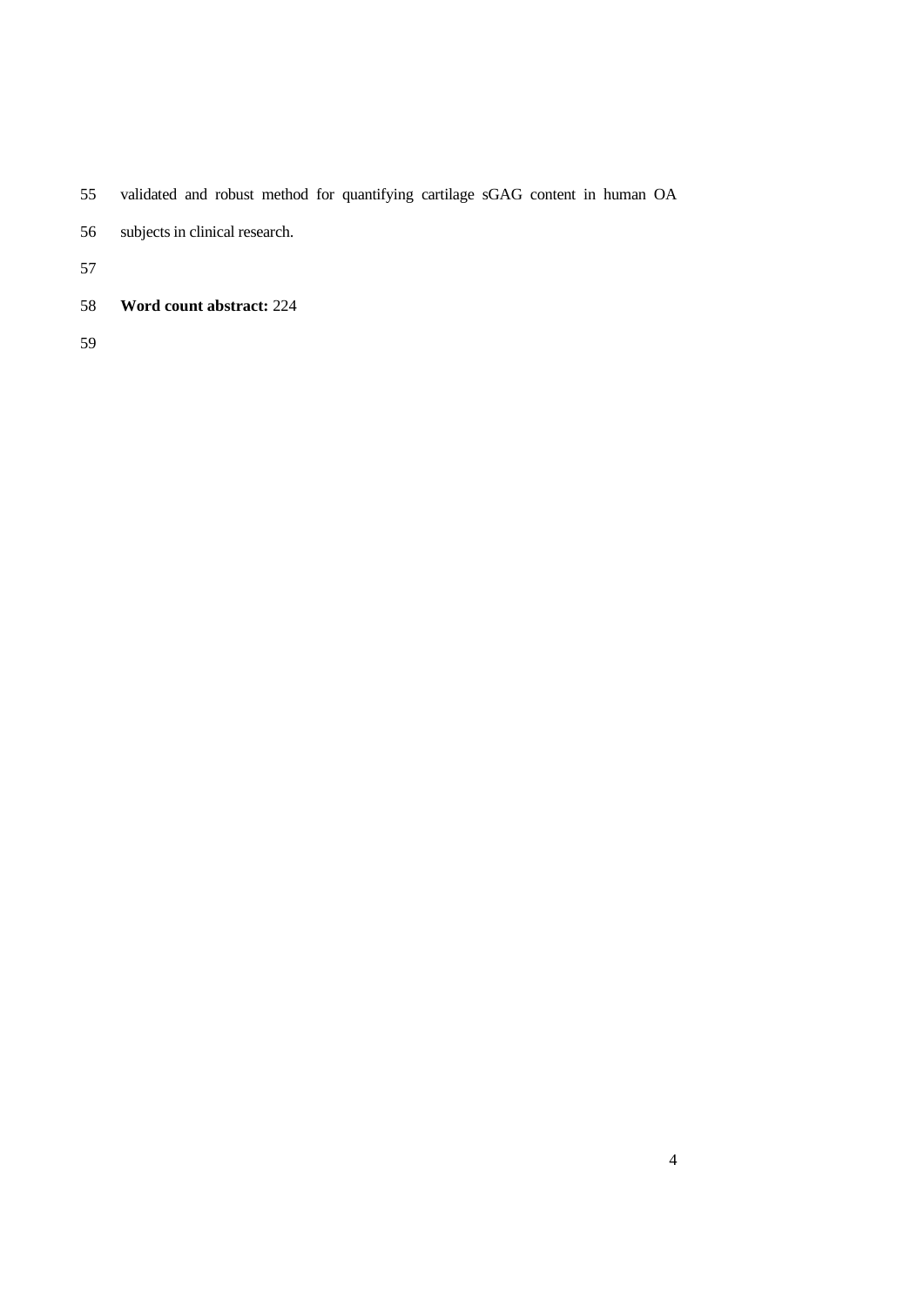validated and robust method for quantifying cartilage sGAG content in human OA subjects in clinical research.

**Word count abstract:** 224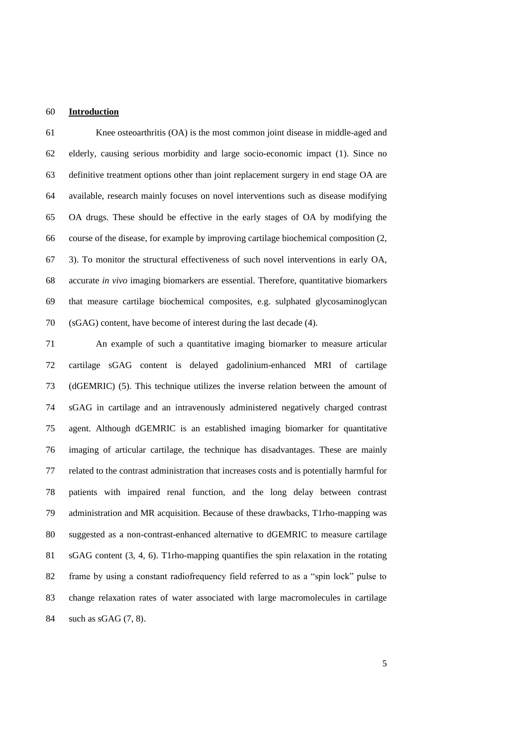## Introduction

Knee osteoarthritis (OA) is the most common joint disease in middle-aged and elderly, causing serious morbidity and large socio-economic impact (1). Since no definitive treatment options other than joint replacement surgery in end stage OA are available, research mainly focuses on novel interventions such as disease modifying OA drugs. These should be effective in the early stages of OA by modifying the course of the disease, for example by improving cartilage biochemical composition (2, 3). To monitor the structural effectiveness of such novel interventions in early OA, accurate *in vivo* imaging biomarkers are essential. Therefore, quantitative biomarkers that measure cartilage biochemical composites, e.g. sulphated glycosaminoglycan (sGAG) content, have become of interest during the last decade (4).

An example of such a quantitative imaging biomarker to measure articular cartilage sGAG content is delayed gadolinium-enhanced MRI of cartilage (dGEMRIC) (5). This technique utilizes the inverse relation between the amount of sGAG in cartilage and an intravenously administered negatively charged contrast agent. Although dGEMRIC is an established imaging biomarker for quantitative imaging of articular cartilage, the technique has disadvantages. These are mainly related to the contrast administration that increases costs and is potentially harmful for patients with impaired renal function, and the long delay between contrast administration and MR acquisition. Because of these drawbacks, T1rho-mapping was suggested as a non-contrast-enhanced alternative to dGEMRIC to measure cartilage sGAG content (3, 4, 6). T1rho-mapping quantifies the spin relaxation in the rotating frame by using a constant radiofrequency field referred to as a "spin lock" pulse to change relaxation rates of water associated with large macromolecules in cartilage such as sGAG (7, 8).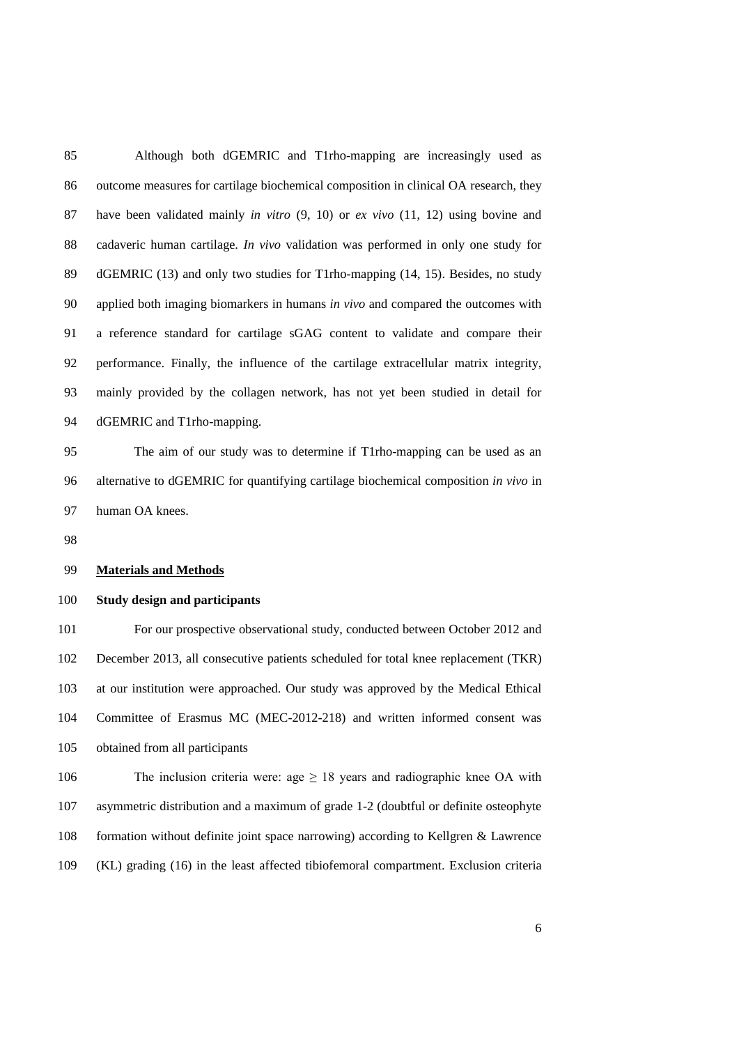Although both dGEMRIC and T1rho-mapping are increasingly used as outcome measures for cartilage biochemical composition in clinical OA research, they have been validated mainly *in vitro* (9, 10) or *ex vivo* (11, 12) using bovine and cadaveric human cartilage. *In vivo* validation was performed in only one study for dGEMRIC (13) and only two studies for T1rho-mapping (14, 15). Besides, no study applied both imaging biomarkers in humans *in vivo* and compared the outcomes with a reference standard for cartilage sGAG content to validate and compare their performance. Finally, the influence of the cartilage extracellular matrix integrity, mainly provided by the collagen network, has not yet been studied in detail for dGEMRIC and T1rho-mapping.

The aim of our study was to determine if T1rho-mapping can be used as an alternative to dGEMRIC for quantifying cartilage biochemical composition *in vivo* in human OA knees.

## Materials and Methods

### Study design and participants

For our prospective observational study, conducted between October 2012 and December 2013, all consecutive patients scheduled for total knee replacement (TKR) at our institution were approached. Our study was approved by the Medical Ethical Committee of Erasmus MC (MEC-2012-218) and written informed consent was obtained from all participants

The inclusion criteria were: age $\geq$ 18 years and radiographic knee OA with asymmetric distribution and a maximum of grade 1-2 (doubtful or definite osteophyte formation without definite joint space narrowing) according to Kellgren & Lawrence (KL) grading (16) in the least affected tibiofemoral compartment. Exclusion criteria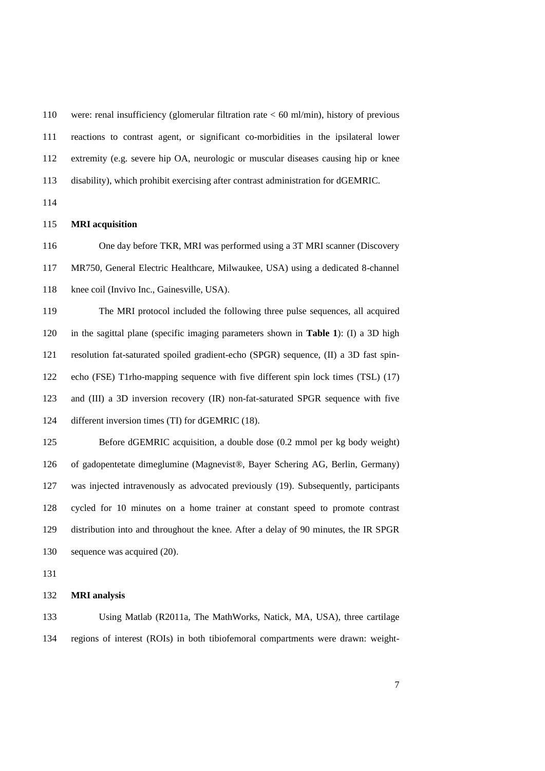were: renal insufficiency (glomerular filtration rate < 60 ml/min), history of previous reactions to contrast agent, or significant co-morbidities in the ipsilateral lower extremity (e.g. severe hip OA, neurologic or muscular diseases causing hip or knee disability), which prohibit exercising after contrast administration for dGEMRIC.

**MRI acquisition**

One day before TKR, MRI was performed using a 3T MRI scanner (Discovery MR750, General Electric Healthcare, Milwaukee, USA) using a dedicated 8-channel knee coil (Invivo Inc., Gainesville, USA).

The MRI protocol included the following three pulse sequences, all acquired in the sagittal plane (specific imaging parameters shown in **Table 1**): (I) a 3D high resolution fat-saturated spoiled gradient-echo (SPGR) sequence, (II) a 3D fast spin-echo (FSE) T1rho-mapping sequence with five different spin lock times (TSL) (17) and (III) a 3D inversion recovery (IR) non-fat-saturated SPGR sequence with five different inversion times (TI) for dGEMRIC (18).

Before dGEMRIC acquisition, a double dose (0.2 mmol per kg body weight) of gadopentetate dimeglumine (Magnevist®, Bayer Schering AG, Berlin, Germany) was injected intravenously as advocated previously (19). Subsequently, participants cycled for 10 minutes on a home trainer at constant speed to promote contrast distribution into and throughout the knee. After a delay of 90 minutes, the IR SPGR sequence was acquired (20).

**MRI analysis**

Using Matlab (R2011a, The MathWorks, Natick, MA, USA), three cartilage regions of interest (ROIs) in both tibiofemoral compartments were drawn: weight-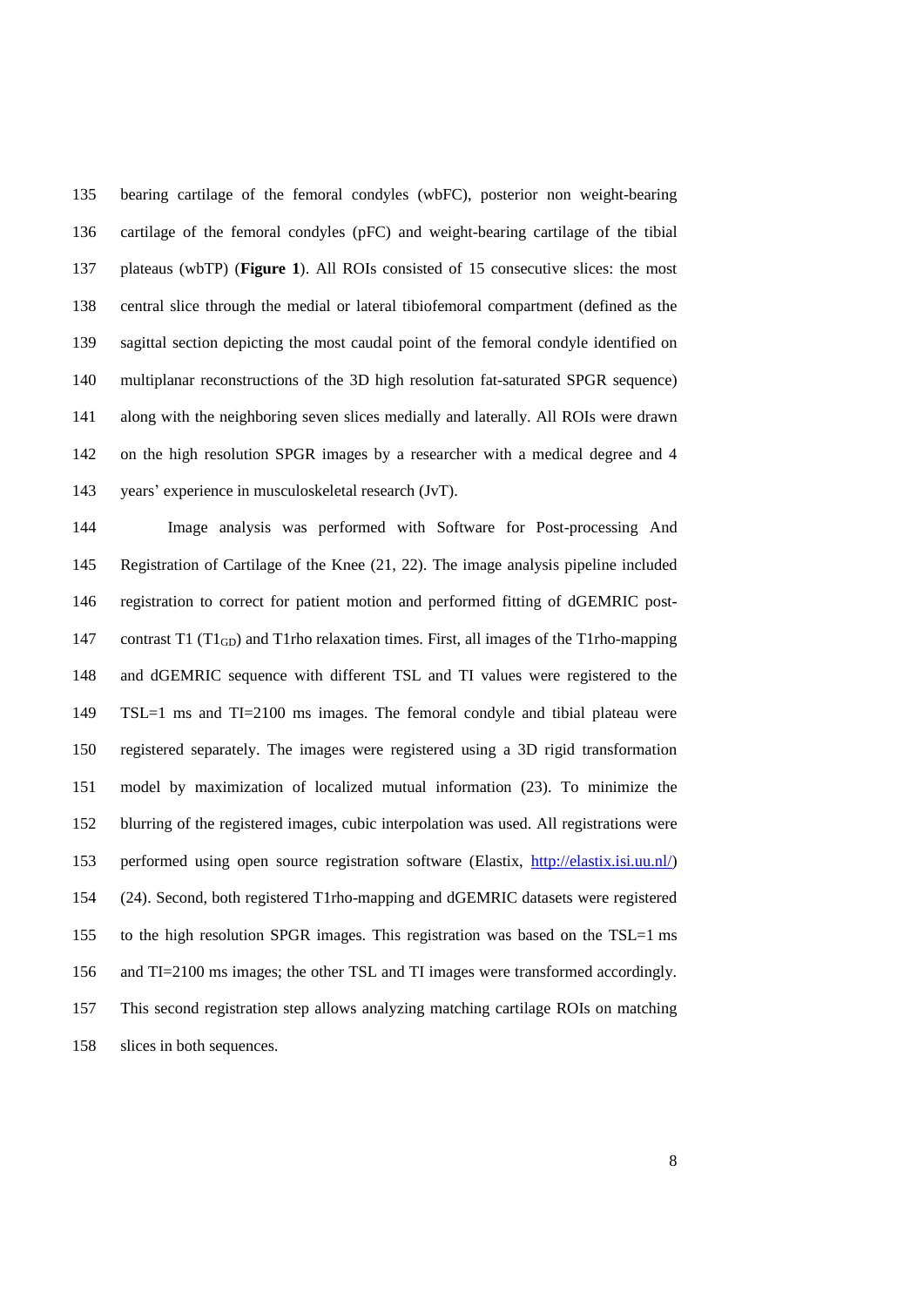bearing cartilage of the femoral condyles (wbFC), posterior non weight-bearing cartilage of the femoral condyles (pFC) and weight-bearing cartilage of the tibial plateaus (wbTP) (**Figure 1**). All ROIs consisted of 15 consecutive slices: the most central slice through the medial or lateral tibiofemoral compartment (defined as the sagittal section depicting the most caudal point of the femoral condyle identified on multiplanar reconstructions of the 3D high resolution fat-saturated SPGR sequence) along with the neighboring seven slices medially and laterally. All ROIs were drawn on the high resolution SPGR images by a researcher with a medical degree and 4 years' experience in musculoskeletal research (JvT).

Image analysis was performed with Software for Post-processing And Registration of Cartilage of the Knee (21, 22). The image analysis pipeline included registration to correct for patient motion and performed fitting of dGEMRIC post-contrast T1 ($T1_{GD}$) and T1rho relaxation times. First, all images of the T1rho-mapping and dGEMRIC sequence with different TSL and TI values were registered to the TSL=1 ms and TI=2100 ms images. The femoral condyle and tibial plateau were registered separately. The images were registered using a 3D rigid transformation model by maximization of localized mutual information (23). To minimize the blurring of the registered images, cubic interpolation was used. All registrations were performed using open source registration software (Elastix, http://elastix.isi.uu.nl/) (24). Second, both registered T1rho-mapping and dGEMRIC datasets were registered to the high resolution SPGR images. This registration was based on the TSL=1 ms and TI=2100 ms images; the other TSL and TI images were transformed accordingly. This second registration step allows analyzing matching cartilage ROIs on matching slices in both sequences.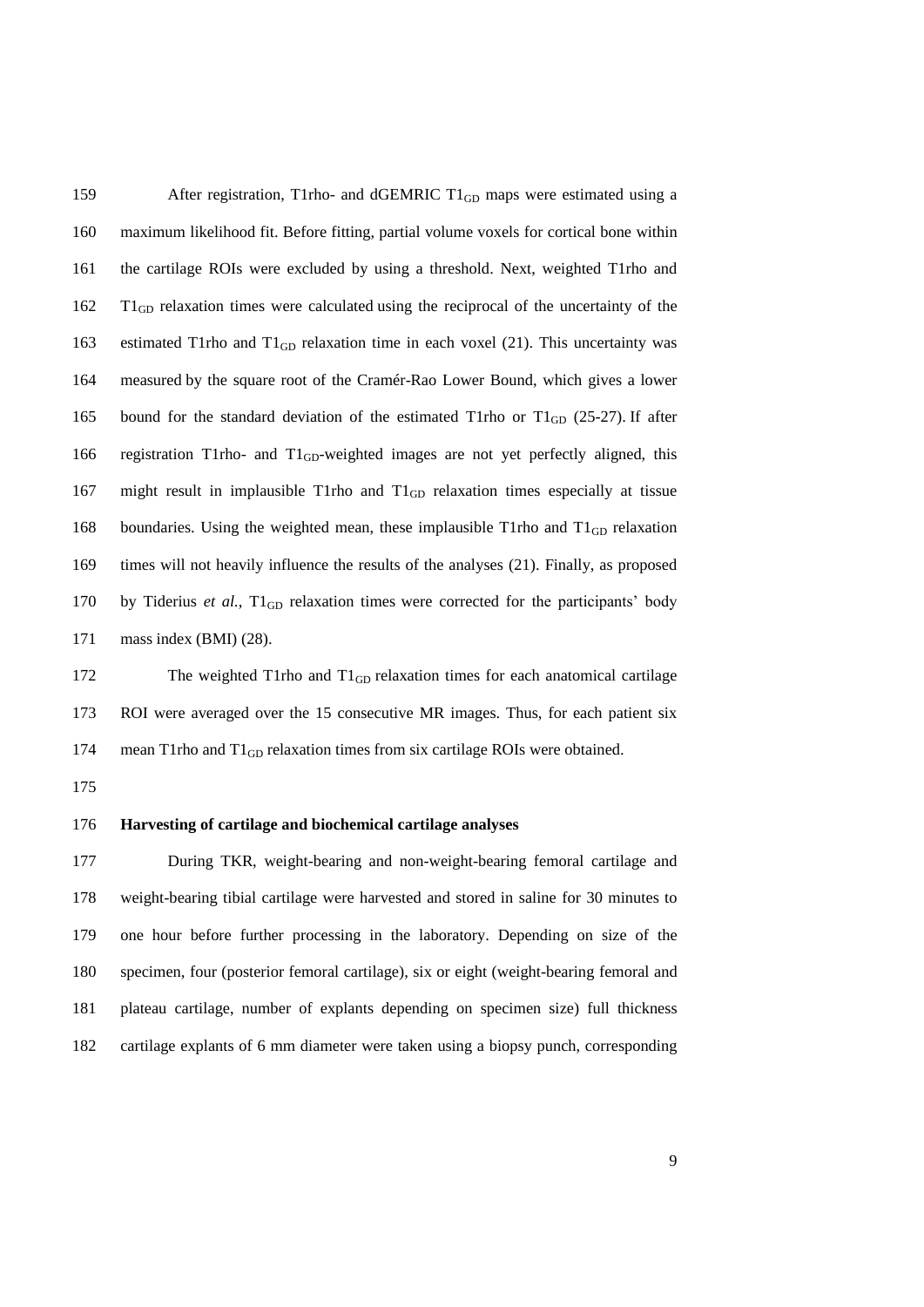After registration, T1rho- and dGEMRIC $T1_{GD}$ maps were estimated using a maximum likelihood fit. Before fitting, partial volume voxels for cortical bone within the cartilage ROIs were excluded by using a threshold. Next, weighted T1rho and $T1_{GD}$ relaxation times were calculated using the reciprocal of the uncertainty of the estimated T1rho and $T1_{GD}$ relaxation time in each voxel (21). This uncertainty was measured by the square root of the Cramér-Rao Lower Bound, which gives a lower bound for the standard deviation of the estimated T1rho or $T1_{GD}$ (25-27). If after registration T1rho- and $T1_{GD}$-weighted images are not yet perfectly aligned, this might result in implausible T1rho and $T1_{GD}$ relaxation times especially at tissue boundaries. Using the weighted mean, these implausible T1rho and $T1_{GD}$ relaxation times will not heavily influence the results of the analyses (21). Finally, as proposed by Tiderius *et al.*, $T1_{GD}$ relaxation times were corrected for the participants' body mass index (BMI) (28).

The weighted T1rho and $T1_{GD}$ relaxation times for each anatomical cartilage ROI were averaged over the 15 consecutive MR images. Thus, for each patient six mean T1rho and $T1_{GD}$ relaxation times from six cartilage ROIs were obtained.

**Harvesting of cartilage and biochemical cartilage analyses**

During TKR, weight-bearing and non-weight-bearing femoral cartilage and weight-bearing tibial cartilage were harvested and stored in saline for 30 minutes to one hour before further processing in the laboratory. Depending on size of the specimen, four (posterior femoral cartilage), six or eight (weight-bearing femoral and plateau cartilage, number of explants depending on specimen size) full thickness cartilage explants of 6 mm diameter were taken using a biopsy punch, corresponding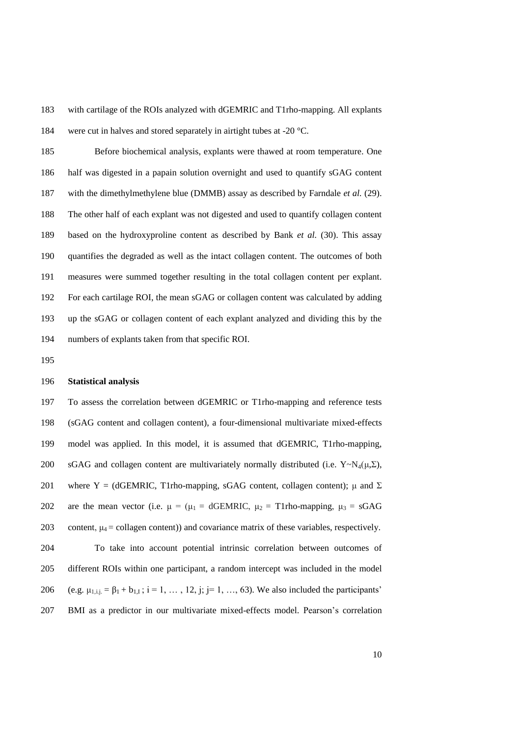with cartilage of the ROIs analyzed with dGEMRIC and T1rho-mapping. All explants were cut in halves and stored separately in airtight tubes at -20 °C.

Before biochemical analysis, explants were thawed at room temperature. One half was digested in a papain solution overnight and used to quantify sGAG content with the dimethylmethylene blue (DMMB) assay as described by Farndale *et al.* (29). The other half of each explant was not digested and used to quantify collagen content based on the hydroxyproline content as described by Bank *et al.* (30). This assay quantifies the degraded as well as the intact collagen content. The outcomes of both measures were summed together resulting in the total collagen content per explant. For each cartilage ROI, the mean sGAG or collagen content was calculated by adding up the sGAG or collagen content of each explant analyzed and dividing this by the numbers of explants taken from that specific ROI.

**Statistical analysis**

To assess the correlation between dGEMRIC or T1rho-mapping and reference tests (sGAG content and collagen content), a four-dimensional multivariate mixed-effects model was applied. In this model, it is assumed that dGEMRIC, T1rho-mapping, sGAG and collagen content are multivariately normally distributed (i.e. $Y \sim N_4(\mu,\Sigma)$, where Y = (dGEMRIC, T1rho-mapping, sGAG content, collagen content); $\mu$ and $\Sigma$ are the mean vector (i.e. $\mu$ = ($\mu_1$ = dGEMRIC, $\mu_2$ = T1rho-mapping, $\mu_3$ = sGAG content, $\mu_4$ = collagen content)) and covariance matrix of these variables, respectively.

To take into account potential intrinsic correlation between outcomes of different ROIs within one participant, a random intercept was included in the model (e.g. $\mu_{1,i,j.} = \beta_1 + b_{1,I}$ ; $i = 1, \ldots, 12, j; j = 1, \ldots, 63$). We also included the participants' BMI as a predictor in our multivariate mixed-effects model. Pearson's correlation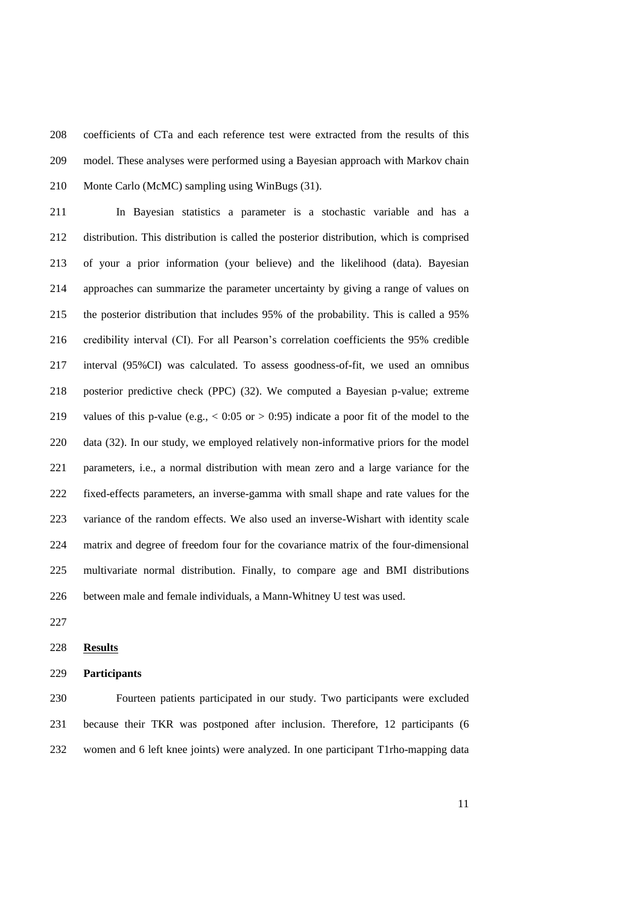coefficients of CTa and each reference test were extracted from the results of this model. These analyses were performed using a Bayesian approach with Markov chain Monte Carlo (McMC) sampling using WinBugs (31).

In Bayesian statistics a parameter is a stochastic variable and has a distribution. This distribution is called the posterior distribution, which is comprised of your a prior information (your believe) and the likelihood (data). Bayesian approaches can summarize the parameter uncertainty by giving a range of values on the posterior distribution that includes 95% of the probability. This is called a 95% credibility interval (CI). For all Pearson's correlation coefficients the 95% credible interval (95%CI) was calculated. To assess goodness-of-fit, we used an omnibus posterior predictive check (PPC) (32). We computed a Bayesian p-value; extreme values of this p-value (e.g., < 0:05 or > 0:95) indicate a poor fit of the model to the data (32). In our study, we employed relatively non-informative priors for the model parameters, i.e., a normal distribution with mean zero and a large variance for the fixed-effects parameters, an inverse-gamma with small shape and rate values for the variance of the random effects. We also used an inverse-Wishart with identity scale matrix and degree of freedom four for the covariance matrix of the four-dimensional multivariate normal distribution. Finally, to compare age and BMI distributions between male and female individuals, a Mann-Whitney U test was used.

## Results

### Participants

Fourteen patients participated in our study. Two participants were excluded because their TKR was postponed after inclusion. Therefore, 12 participants (6 women and 6 left knee joints) were analyzed. In one participant T1rho-mapping data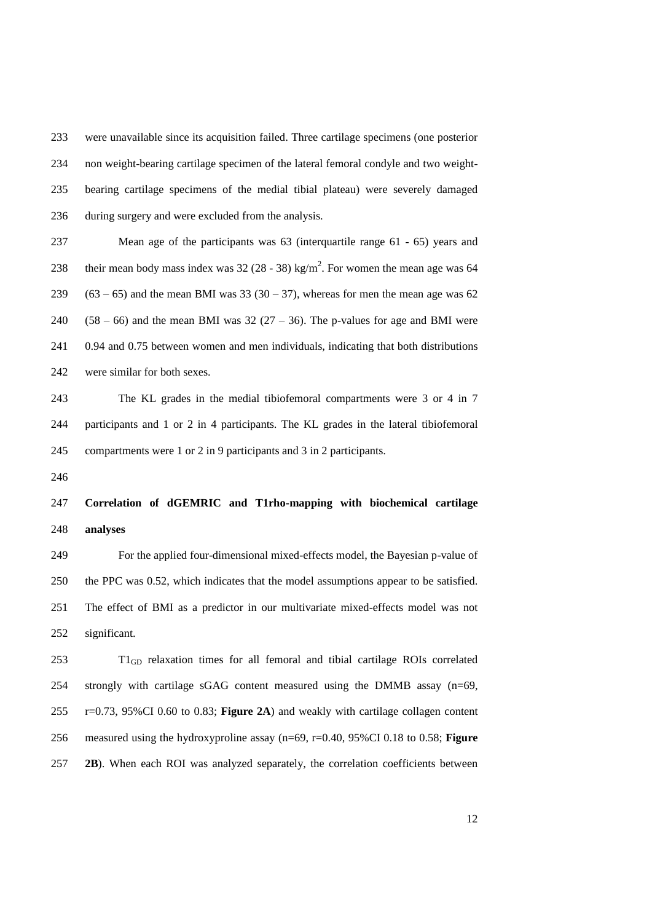were unavailable since its acquisition failed. Three cartilage specimens (one posterior non weight-bearing cartilage specimen of the lateral femoral condyle and two weight-bearing cartilage specimens of the medial tibial plateau) were severely damaged during surgery and were excluded from the analysis.

Mean age of the participants was 63 (interquartile range 61 - 65) years and their mean body mass index was 32 (28 - 38) kg/m$^2$. For women the mean age was 64 (63 – 65) and the mean BMI was 33 (30 – 37), whereas for men the mean age was 62 (58 – 66) and the mean BMI was 32 (27 – 36). The p-values for age and BMI were 0.94 and 0.75 between women and men individuals, indicating that both distributions were similar for both sexes.

The KL grades in the medial tibiofemoral compartments were 3 or 4 in 7 participants and 1 or 2 in 4 participants. The KL grades in the lateral tibiofemoral compartments were 1 or 2 in 9 participants and 3 in 2 participants.

**Correlation of dGEMRIC and T1rho-mapping with biochemical cartilage analyses**

For the applied four-dimensional mixed-effects model, the Bayesian p-value of the PPC was 0.52, which indicates that the model assumptions appear to be satisfied. The effect of BMI as a predictor in our multivariate mixed-effects model was not significant.

$T1_{GD}$ relaxation times for all femoral and tibial cartilage ROIs correlated strongly with cartilage sGAG content measured using the DMMB assay (n=69, r=0.73, 95%CI 0.60 to 0.83; **Figure 2A**) and weakly with cartilage collagen content measured using the hydroxyproline assay (n=69, r=0.40, 95%CI 0.18 to 0.58; **Figure 2B**). When each ROI was analyzed separately, the correlation coefficients between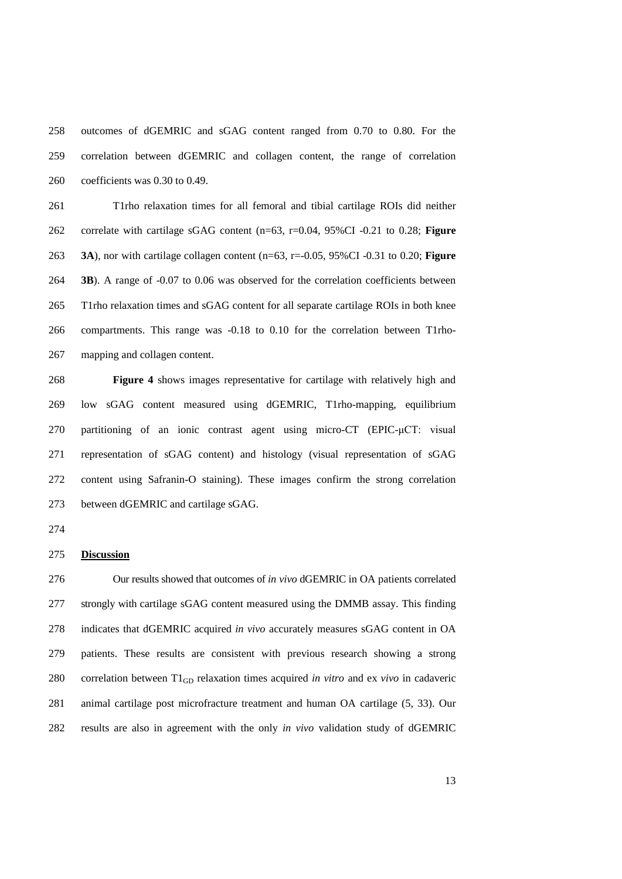outcomes of dGEMRIC and sGAG content ranged from 0.70 to 0.80. For the correlation between dGEMRIC and collagen content, the range of correlation coefficients was 0.30 to 0.49.

T1rho relaxation times for all femoral and tibial cartilage ROIs did neither correlate with cartilage sGAG content (n=63, r=0.04, 95%CI -0.21 to 0.28; **Figure 3A**), nor with cartilage collagen content (n=63, r=-0.05, 95%CI -0.31 to 0.20; **Figure 3B**). A range of -0.07 to 0.06 was observed for the correlation coefficients between T1rho relaxation times and sGAG content for all separate cartilage ROIs in both knee compartments. This range was -0.18 to 0.10 for the correlation between T1rho-mapping and collagen content.

**Figure 4** shows images representative for cartilage with relatively high and low sGAG content measured using dGEMRIC, T1rho-mapping, equilibrium partitioning of an ionic contrast agent using micro-CT (EPIC-μCT: visual representation of sGAG content) and histology (visual representation of sGAG content using Safranin-O staining). These images confirm the strong correlation between dGEMRIC and cartilage sGAG.

## Discussion

Our results showed that outcomes of *in vivo* dGEMRIC in OA patients correlated strongly with cartilage sGAG content measured using the DMMB assay. This finding indicates that dGEMRIC acquired *in vivo* accurately measures sGAG content in OA patients. These results are consistent with previous research showing a strong correlation between $T1_{GD}$ relaxation times acquired *in vitro* and ex *vivo* in cadaveric animal cartilage post microfracture treatment and human OA cartilage (5, 33). Our results are also in agreement with the only *in vivo* validation study of dGEMRIC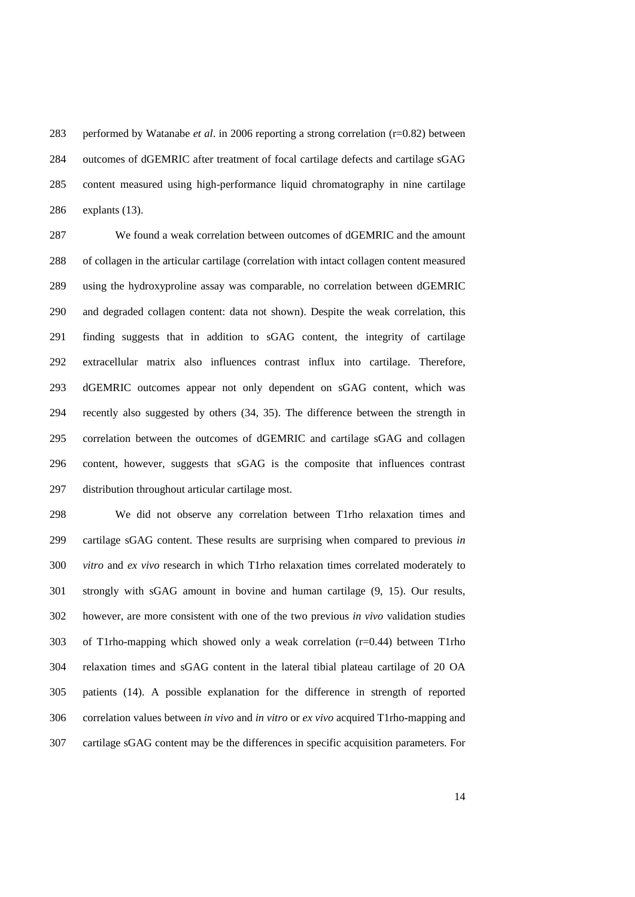performed by Watanabe *et al*. in 2006 reporting a strong correlation (r=0.82) between outcomes of dGEMRIC after treatment of focal cartilage defects and cartilage sGAG content measured using high-performance liquid chromatography in nine cartilage explants (13).

We found a weak correlation between outcomes of dGEMRIC and the amount of collagen in the articular cartilage (correlation with intact collagen content measured using the hydroxyproline assay was comparable, no correlation between dGEMRIC and degraded collagen content: data not shown). Despite the weak correlation, this finding suggests that in addition to sGAG content, the integrity of cartilage extracellular matrix also influences contrast influx into cartilage. Therefore, dGEMRIC outcomes appear not only dependent on sGAG content, which was recently also suggested by others (34, 35). The difference between the strength in correlation between the outcomes of dGEMRIC and cartilage sGAG and collagen content, however, suggests that sGAG is the composite that influences contrast distribution throughout articular cartilage most.

We did not observe any correlation between T1rho relaxation times and cartilage sGAG content. These results are surprising when compared to previous *in vitro* and *ex vivo* research in which T1rho relaxation times correlated moderately to strongly with sGAG amount in bovine and human cartilage (9, 15). Our results, however, are more consistent with one of the two previous *in vivo* validation studies of T1rho-mapping which showed only a weak correlation (r=0.44) between T1rho relaxation times and sGAG content in the lateral tibial plateau cartilage of 20 OA patients (14). A possible explanation for the difference in strength of reported correlation values between *in vivo* and *in vitro* or *ex vivo* acquired T1rho-mapping and cartilage sGAG content may be the differences in specific acquisition parameters. For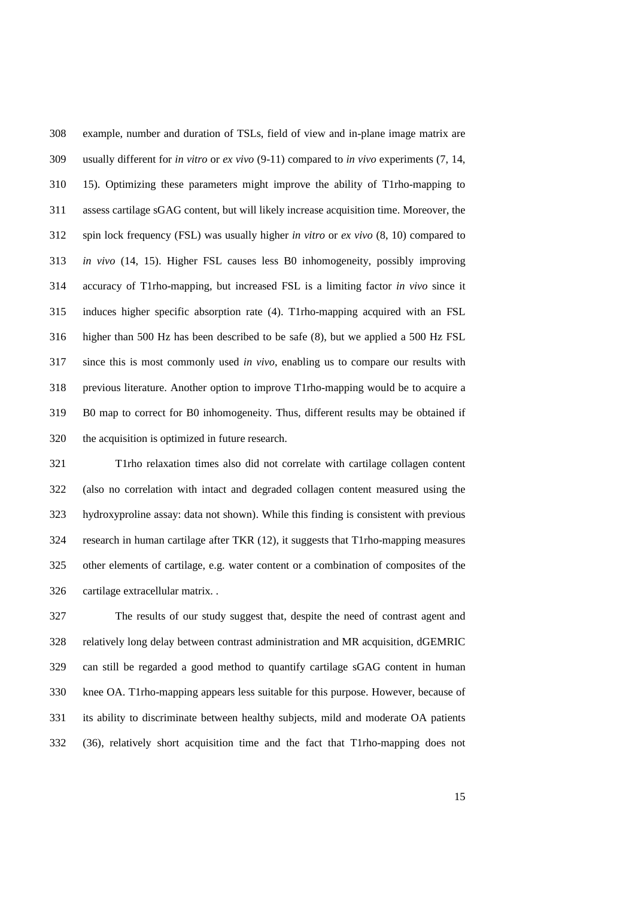example, number and duration of TSLs, field of view and in-plane image matrix are usually different for *in vitro* or *ex vivo* (9-11) compared to *in vivo* experiments (7, 14, 15). Optimizing these parameters might improve the ability of T1rho-mapping to assess cartilage sGAG content, but will likely increase acquisition time. Moreover, the spin lock frequency (FSL) was usually higher *in vitro* or *ex vivo* (8, 10) compared to *in vivo* (14, 15). Higher FSL causes less B0 inhomogeneity, possibly improving accuracy of T1rho-mapping, but increased FSL is a limiting factor *in vivo* since it induces higher specific absorption rate (4). T1rho-mapping acquired with an FSL higher than 500 Hz has been described to be safe (8), but we applied a 500 Hz FSL since this is most commonly used *in vivo*, enabling us to compare our results with previous literature. Another option to improve T1rho-mapping would be to acquire a B0 map to correct for B0 inhomogeneity. Thus, different results may be obtained if the acquisition is optimized in future research.

T1rho relaxation times also did not correlate with cartilage collagen content (also no correlation with intact and degraded collagen content measured using the hydroxyproline assay: data not shown). While this finding is consistent with previous research in human cartilage after TKR (12), it suggests that T1rho-mapping measures other elements of cartilage, e.g. water content or a combination of composites of the cartilage extracellular matrix. .

The results of our study suggest that, despite the need of contrast agent and relatively long delay between contrast administration and MR acquisition, dGEMRIC can still be regarded a good method to quantify cartilage sGAG content in human knee OA. T1rho-mapping appears less suitable for this purpose. However, because of its ability to discriminate between healthy subjects, mild and moderate OA patients (36), relatively short acquisition time and the fact that T1rho-mapping does not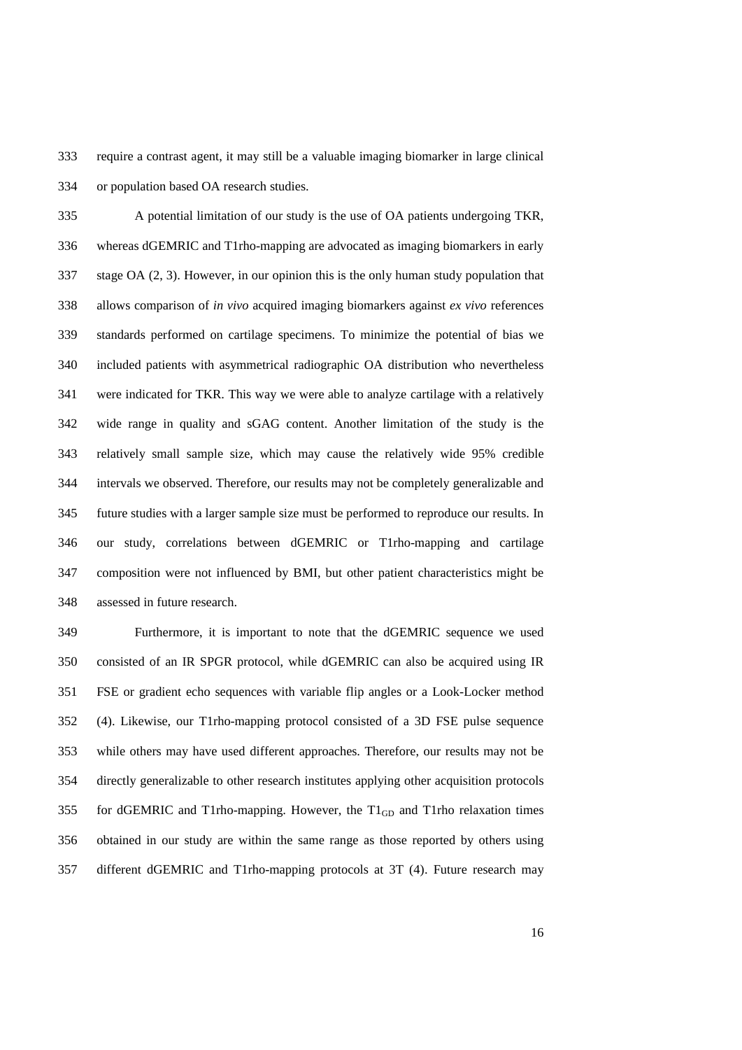require a contrast agent, it may still be a valuable imaging biomarker in large clinical or population based OA research studies.

A potential limitation of our study is the use of OA patients undergoing TKR, whereas dGEMRIC and T1rho-mapping are advocated as imaging biomarkers in early stage OA (2, 3). However, in our opinion this is the only human study population that allows comparison of *in vivo* acquired imaging biomarkers against *ex vivo* references standards performed on cartilage specimens. To minimize the potential of bias we included patients with asymmetrical radiographic OA distribution who nevertheless were indicated for TKR. This way we were able to analyze cartilage with a relatively wide range in quality and sGAG content. Another limitation of the study is the relatively small sample size, which may cause the relatively wide 95% credible intervals we observed. Therefore, our results may not be completely generalizable and future studies with a larger sample size must be performed to reproduce our results. In our study, correlations between dGEMRIC or T1rho-mapping and cartilage composition were not influenced by BMI, but other patient characteristics might be assessed in future research.

Furthermore, it is important to note that the dGEMRIC sequence we used consisted of an IR SPGR protocol, while dGEMRIC can also be acquired using IR FSE or gradient echo sequences with variable flip angles or a Look-Locker method (4). Likewise, our T1rho-mapping protocol consisted of a 3D FSE pulse sequence while others may have used different approaches. Therefore, our results may not be directly generalizable to other research institutes applying other acquisition protocols for dGEMRIC and T1rho-mapping. However, the $T1_{GD}$ and T1rho relaxation times obtained in our study are within the same range as those reported by others using different dGEMRIC and T1rho-mapping protocols at 3T (4). Future research may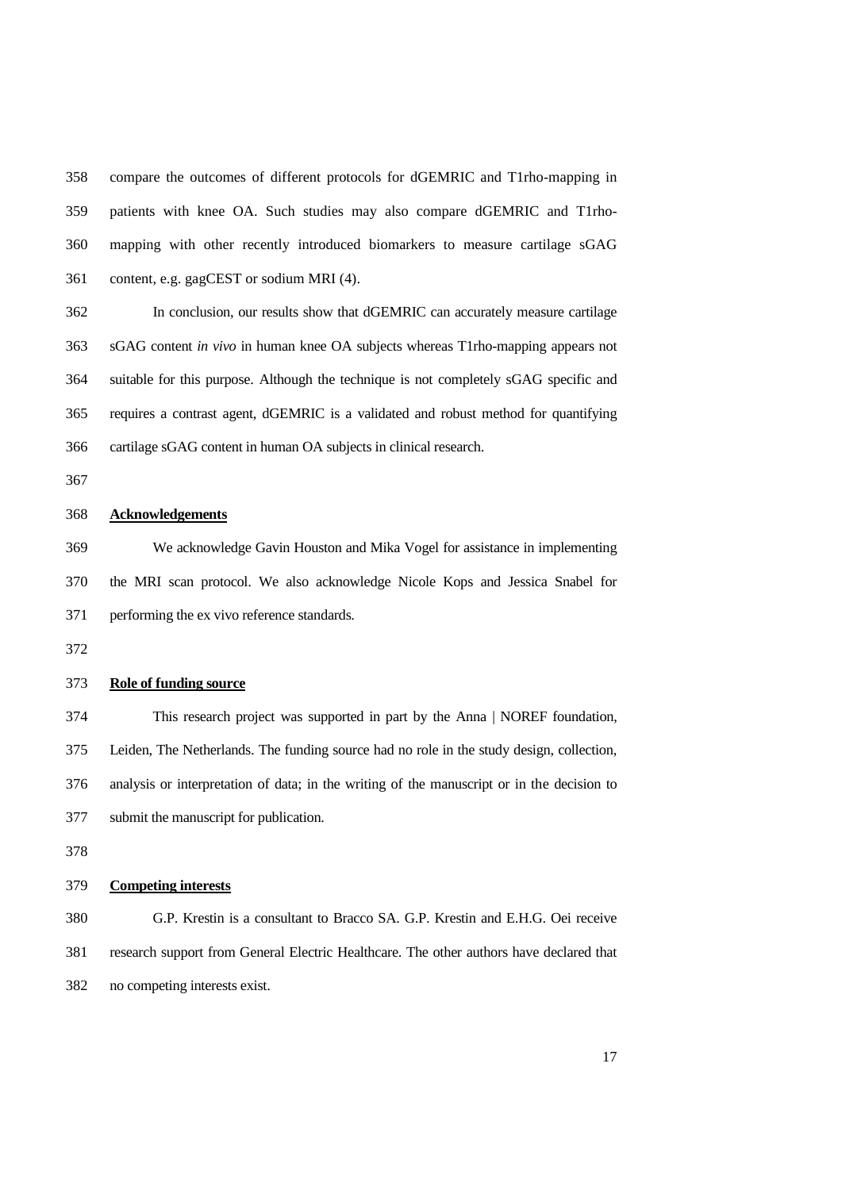compare the outcomes of different protocols for dGEMRIC and T1rho-mapping in patients with knee OA. Such studies may also compare dGEMRIC and T1rho-mapping with other recently introduced biomarkers to measure cartilage sGAG content, e.g. gagCEST or sodium MRI (4).

In conclusion, our results show that dGEMRIC can accurately measure cartilage sGAG content *in vivo* in human knee OA subjects whereas T1rho-mapping appears not suitable for this purpose. Although the technique is not completely sGAG specific and requires a contrast agent, dGEMRIC is a validated and robust method for quantifying cartilage sGAG content in human OA subjects in clinical research.

## Acknowledgements

We acknowledge Gavin Houston and Mika Vogel for assistance in implementing the MRI scan protocol. We also acknowledge Nicole Kops and Jessica Snabel for performing the ex vivo reference standards.

## Role of funding source

This research project was supported in part by the Anna | NOREF foundation, Leiden, The Netherlands. The funding source had no role in the study design, collection, analysis or interpretation of data; in the writing of the manuscript or in the decision to submit the manuscript for publication.

## Competing interests

G.P. Krestin is a consultant to Bracco SA. G.P. Krestin and E.H.G. Oei receive research support from General Electric Healthcare. The other authors have declared that no competing interests exist.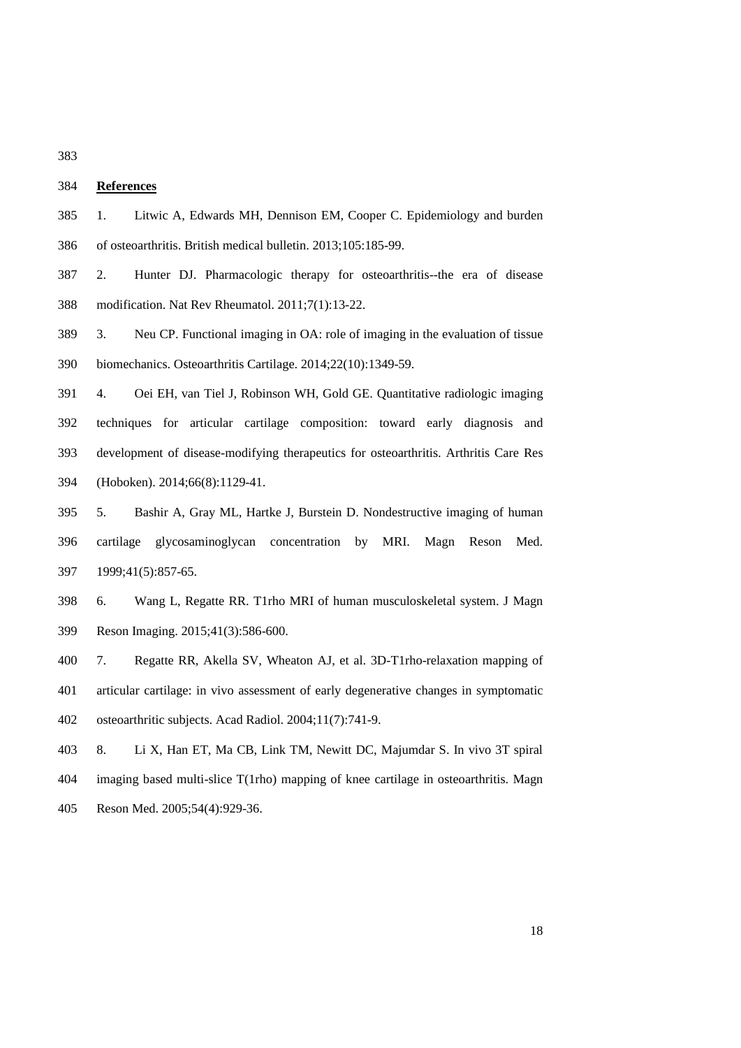## References

1. Litwic A, Edwards MH, Dennison EM, Cooper C. Epidemiology and burden of osteoarthritis. British medical bulletin. 2013;105:185-99.

2. Hunter DJ. Pharmacologic therapy for osteoarthritis--the era of disease modification. Nat Rev Rheumatol. 2011;7(1):13-22.

3. Neu CP. Functional imaging in OA: role of imaging in the evaluation of tissue biomechanics. Osteoarthritis Cartilage. 2014;22(10):1349-59.

4. Oei EH, van Tiel J, Robinson WH, Gold GE. Quantitative radiologic imaging techniques for articular cartilage composition: toward early diagnosis and development of disease-modifying therapeutics for osteoarthritis. Arthritis Care Res (Hoboken). 2014;66(8):1129-41.

5. Bashir A, Gray ML, Hartke J, Burstein D. Nondestructive imaging of human cartilage glycosaminoglycan concentration by MRI. Magn Reson Med. 1999;41(5):857-65.

6. Wang L, Regatte RR. T1rho MRI of human musculoskeletal system. J Magn Reson Imaging. 2015;41(3):586-600.

7. Regatte RR, Akella SV, Wheaton AJ, et al. 3D-T1rho-relaxation mapping of articular cartilage: in vivo assessment of early degenerative changes in symptomatic osteoarthritic subjects. Acad Radiol. 2004;11(7):741-9.

8. Li X, Han ET, Ma CB, Link TM, Newitt DC, Majumdar S. In vivo 3T spiral imaging based multi-slice T(1rho) mapping of knee cartilage in osteoarthritis. Magn Reson Med. 2005;54(4):929-36.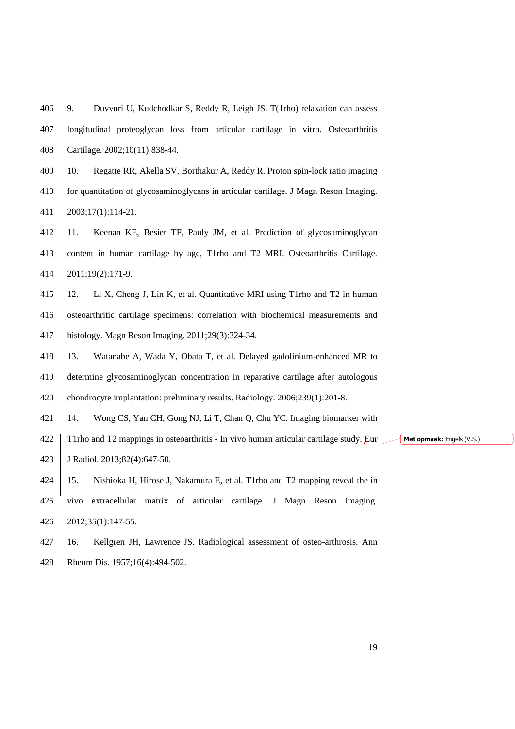9. Duvvuri U, Kudchodkar S, Reddy R, Leigh JS. T(1rho) relaxation can assess longitudinal proteoglycan loss from articular cartilage in vitro. Osteoarthritis Cartilage. 2002;10(11):838-44.

10. Regatte RR, Akella SV, Borthakur A, Reddy R. Proton spin-lock ratio imaging for quantitation of glycosaminoglycans in articular cartilage. J Magn Reson Imaging. 2003;17(1):114-21.

11. Keenan KE, Besier TF, Pauly JM, et al. Prediction of glycosaminoglycan content in human cartilage by age, T1rho and T2 MRI. Osteoarthritis Cartilage. 2011;19(2):171-9.

12. Li X, Cheng J, Lin K, et al. Quantitative MRI using T1rho and T2 in human osteoarthritic cartilage specimens: correlation with biochemical measurements and histology. Magn Reson Imaging. 2011;29(3):324-34.

13. Watanabe A, Wada Y, Obata T, et al. Delayed gadolinium-enhanced MR to determine glycosaminoglycan concentration in reparative cartilage after autologous chondrocyte implantation: preliminary results. Radiology. 2006;239(1):201-8.

14. Wong CS, Yan CH, Gong NJ, Li T, Chan Q, Chu YC. Imaging biomarker with T1rho and T2 mappings in osteoarthritis - In vivo human articular cartilage study. Eur J Radiol. 2013;82(4):647-50.

15. Nishioka H, Hirose J, Nakamura E, et al. T1rho and T2 mapping reveal the in vivo extracellular matrix of articular cartilage. J Magn Reson Imaging. 2012;35(1):147-55.

16. Kellgren JH, Lawrence JS. Radiological assessment of osteo-arthrosis. Ann Rheum Dis. 1957;16(4):494-502.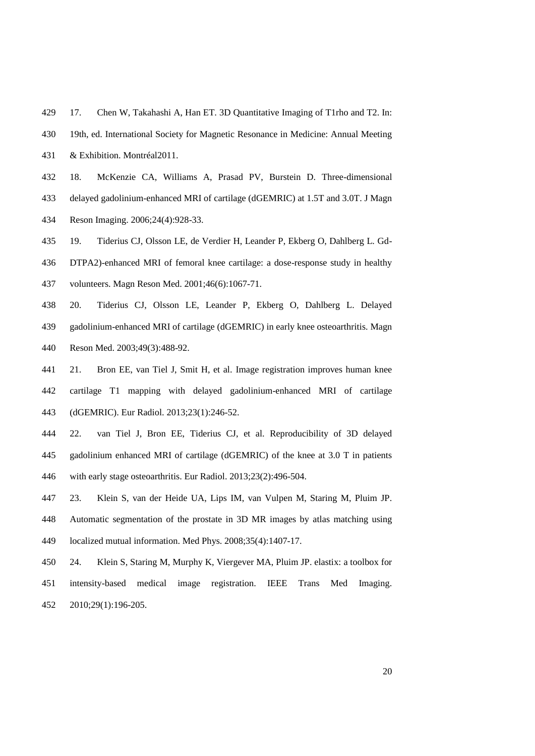17. Chen W, Takahashi A, Han ET. 3D Quantitative Imaging of T1rho and T2. In: 19th, ed. International Society for Magnetic Resonance in Medicine: Annual Meeting & Exhibition. Montréal2011.

18. McKenzie CA, Williams A, Prasad PV, Burstein D. Three-dimensional delayed gadolinium-enhanced MRI of cartilage (dGEMRIC) at 1.5T and 3.0T. J Magn Reson Imaging. 2006;24(4):928-33.

19. Tiderius CJ, Olsson LE, de Verdier H, Leander P, Ekberg O, Dahlberg L. Gd-DTPA2)-enhanced MRI of femoral knee cartilage: a dose-response study in healthy volunteers. Magn Reson Med. 2001;46(6):1067-71.

20. Tiderius CJ, Olsson LE, Leander P, Ekberg O, Dahlberg L. Delayed gadolinium-enhanced MRI of cartilage (dGEMRIC) in early knee osteoarthritis. Magn Reson Med. 2003;49(3):488-92.

21. Bron EE, van Tiel J, Smit H, et al. Image registration improves human knee cartilage T1 mapping with delayed gadolinium-enhanced MRI of cartilage (dGEMRIC). Eur Radiol. 2013;23(1):246-52.

22. van Tiel J, Bron EE, Tiderius CJ, et al. Reproducibility of 3D delayed gadolinium enhanced MRI of cartilage (dGEMRIC) of the knee at 3.0 T in patients with early stage osteoarthritis. Eur Radiol. 2013;23(2):496-504.

23. Klein S, van der Heide UA, Lips IM, van Vulpen M, Staring M, Pluim JP. Automatic segmentation of the prostate in 3D MR images by atlas matching using localized mutual information. Med Phys. 2008;35(4):1407-17.

24. Klein S, Staring M, Murphy K, Viergever MA, Pluim JP. elastix: a toolbox for intensity-based medical image registration. IEEE Trans Med Imaging. 2010;29(1):196-205.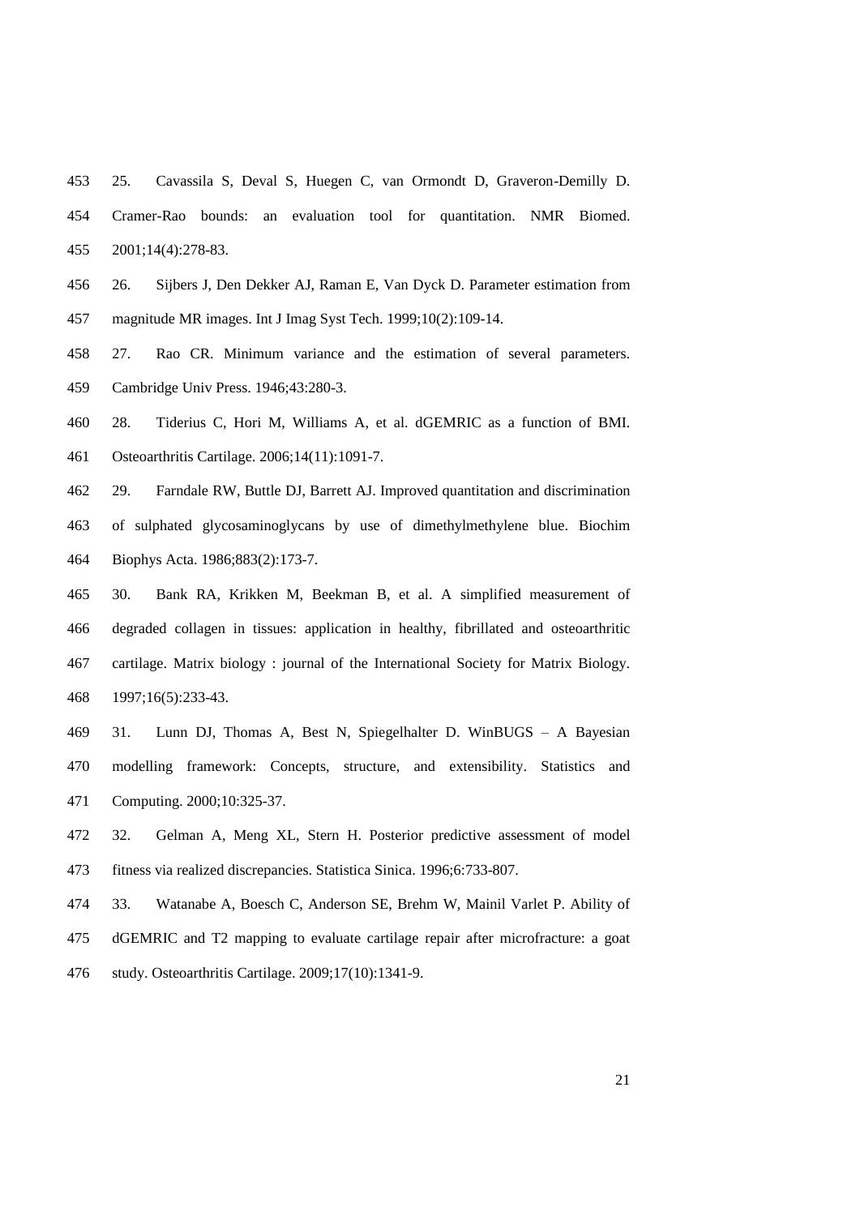25. Cavassila S, Deval S, Huegen C, van Ormondt D, Graveron-Demilly D. Cramer-Rao bounds: an evaluation tool for quantitation. NMR Biomed. 2001;14(4):278-83.

26. Sijbers J, Den Dekker AJ, Raman E, Van Dyck D. Parameter estimation from magnitude MR images. Int J Imag Syst Tech. 1999;10(2):109-14.

27. Rao CR. Minimum variance and the estimation of several parameters. Cambridge Univ Press. 1946;43:280-3.

28. Tiderius C, Hori M, Williams A, et al. dGEMRIC as a function of BMI. Osteoarthritis Cartilage. 2006;14(11):1091-7.

29. Farndale RW, Buttle DJ, Barrett AJ. Improved quantitation and discrimination of sulphated glycosaminoglycans by use of dimethylmethylene blue. Biochim Biophys Acta. 1986;883(2):173-7.

30. Bank RA, Krikken M, Beekman B, et al. A simplified measurement of degraded collagen in tissues: application in healthy, fibrillated and osteoarthritic cartilage. Matrix biology : journal of the International Society for Matrix Biology. 1997;16(5):233-43.

31. Lunn DJ, Thomas A, Best N, Spiegelhalter D. WinBUGS – A Bayesian modelling framework: Concepts, structure, and extensibility. Statistics and Computing. 2000;10:325-37.

32. Gelman A, Meng XL, Stern H. Posterior predictive assessment of model fitness via realized discrepancies. Statistica Sinica. 1996;6:733-807.

33. Watanabe A, Boesch C, Anderson SE, Brehm W, Mainil Varlet P. Ability of dGEMRIC and T2 mapping to evaluate cartilage repair after microfracture: a goat study. Osteoarthritis Cartilage. 2009;17(10):1341-9.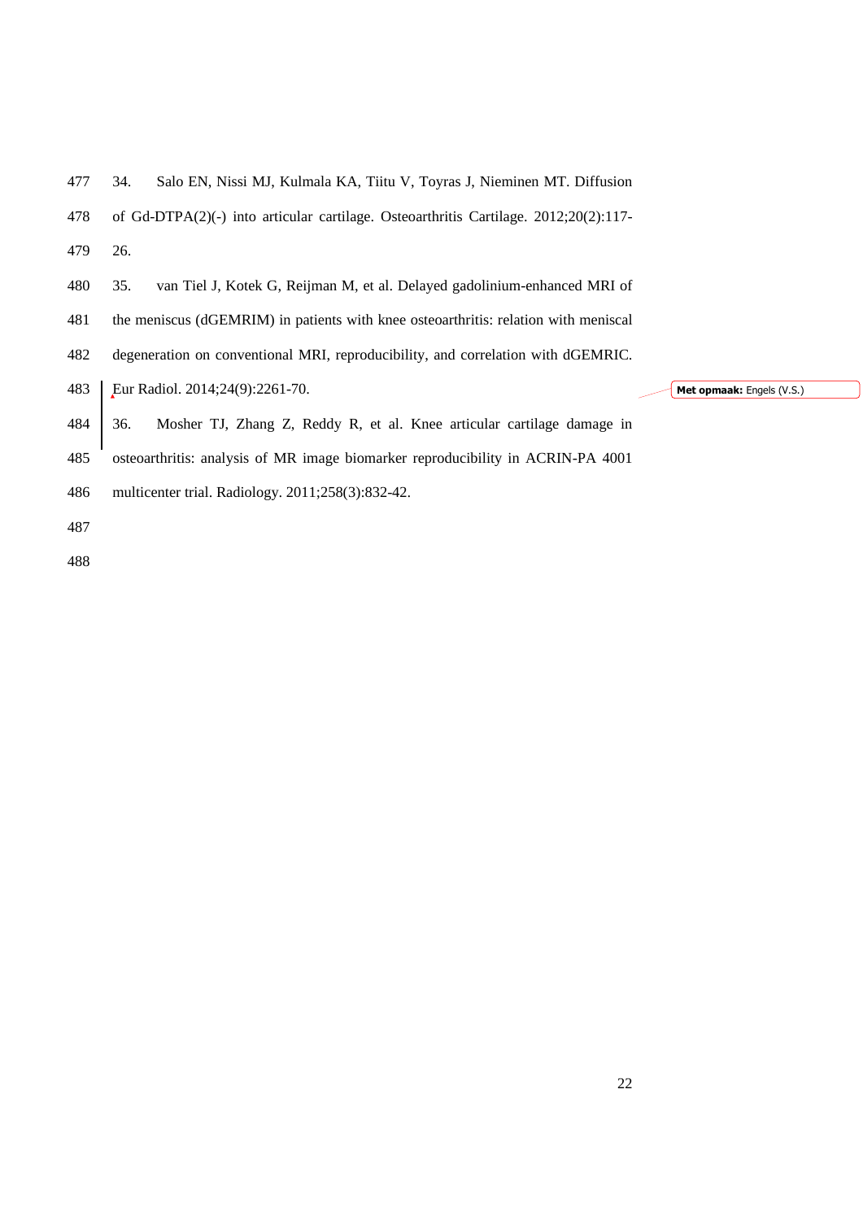34. Salo EN, Nissi MJ, Kulmala KA, Tiitu V, Toyras J, Nieminen MT. Diffusion of Gd-DTPA(2)(-) into articular cartilage. Osteoarthritis Cartilage. 2012;20(2):117-26.

35. van Tiel J, Kotek G, Reijman M, et al. Delayed gadolinium-enhanced MRI of the meniscus (dGEMRIM) in patients with knee osteoarthritis: relation with meniscal degeneration on conventional MRI, reproducibility, and correlation with dGEMRIC. Eur Radiol. 2014;24(9):2261-70.

36. Mosher TJ, Zhang Z, Reddy R, et al. Knee articular cartilage damage in osteoarthritis: analysis of MR image biomarker reproducibility in ACRIN-PA 4001 multicenter trial. Radiology. 2011;258(3):832-42.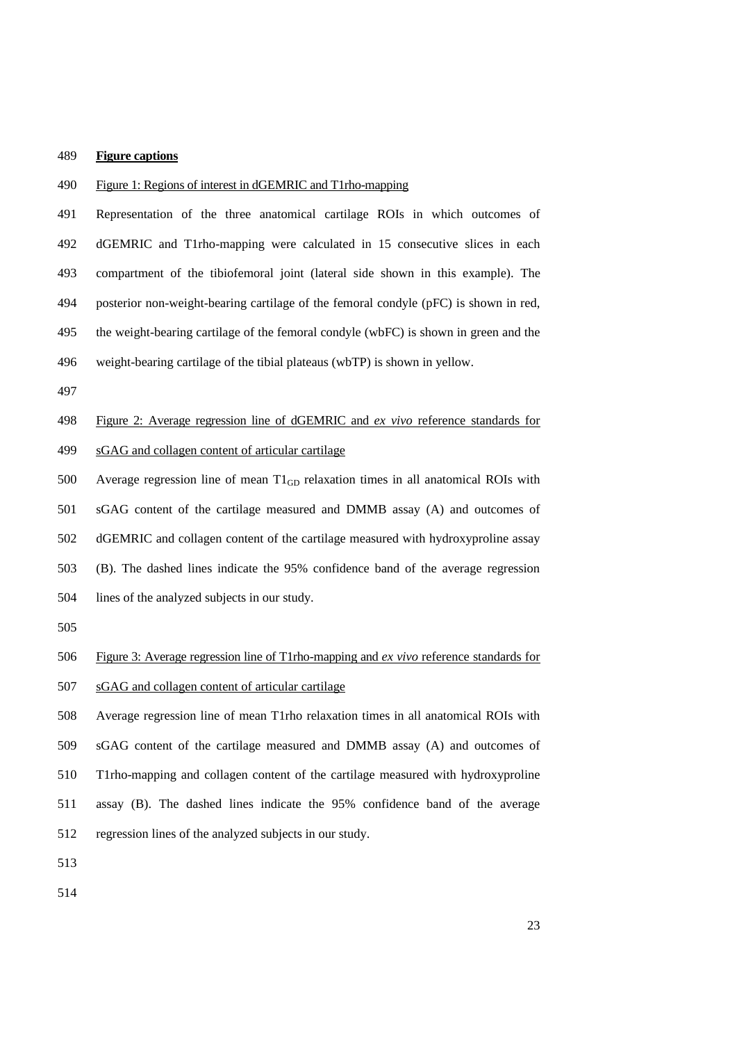**Figure captions**

Figure 1: Regions of interest in dGEMRIC and T1rho-mapping

Representation of the three anatomical cartilage ROIs in which outcomes of dGEMRIC and T1rho-mapping were calculated in 15 consecutive slices in each compartment of the tibiofemoral joint (lateral side shown in this example). The posterior non-weight-bearing cartilage of the femoral condyle (pFC) is shown in red, the weight-bearing cartilage of the femoral condyle (wbFC) is shown in green and the weight-bearing cartilage of the tibial plateaus (wbTP) is shown in yellow.

Figure 2: Average regression line of dGEMRIC and *ex vivo* reference standards for sGAG and collagen content of articular cartilage

Average regression line of mean $T1_{GD}$ relaxation times in all anatomical ROIs with sGAG content of the cartilage measured and DMMB assay (A) and outcomes of dGEMRIC and collagen content of the cartilage measured with hydroxyproline assay (B). The dashed lines indicate the 95% confidence band of the average regression lines of the analyzed subjects in our study.

Figure 3: Average regression line of T1rho-mapping and *ex vivo* reference standards for sGAG and collagen content of articular cartilage

Average regression line of mean T1rho relaxation times in all anatomical ROIs with sGAG content of the cartilage measured and DMMB assay (A) and outcomes of T1rho-mapping and collagen content of the cartilage measured with hydroxyproline assay (B). The dashed lines indicate the 95% confidence band of the average regression lines of the analyzed subjects in our study.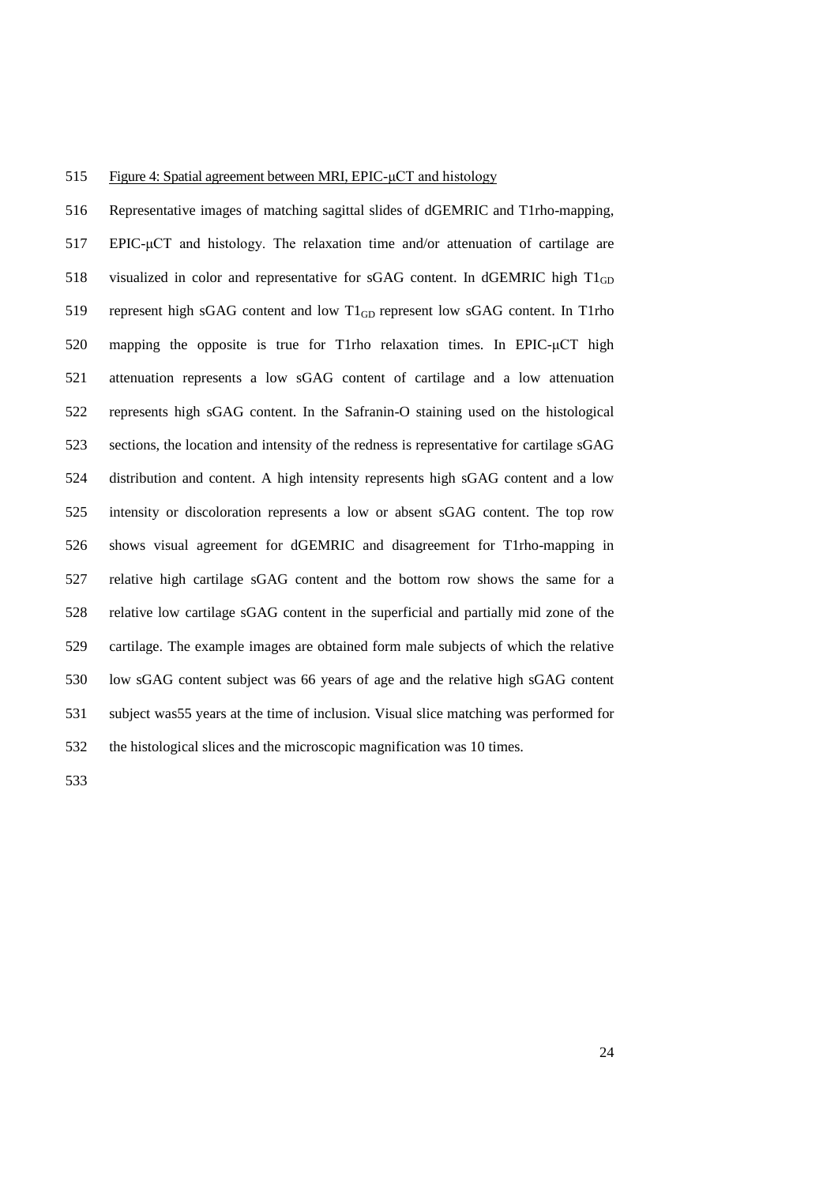Figure 4: Spatial agreement between MRI, EPIC-μCT and histology

Representative images of matching sagittal slides of dGEMRIC and T1rho-mapping, EPIC-μCT and histology. The relaxation time and/or attenuation of cartilage are visualized in color and representative for sGAG content. In dGEMRIC high $T1_{GD}$ represent high sGAG content and low $T1_{GD}$ represent low sGAG content. In T1rho mapping the opposite is true for T1rho relaxation times. In EPIC-μCT high attenuation represents a low sGAG content of cartilage and a low attenuation represents high sGAG content. In the Safranin-O staining used on the histological sections, the location and intensity of the redness is representative for cartilage sGAG distribution and content. A high intensity represents high sGAG content and a low intensity or discoloration represents a low or absent sGAG content. The top row shows visual agreement for dGEMRIC and disagreement for T1rho-mapping in relative high cartilage sGAG content and the bottom row shows the same for a relative low cartilage sGAG content in the superficial and partially mid zone of the cartilage. The example images are obtained form male subjects of which the relative low sGAG content subject was 66 years of age and the relative high sGAG content subject was55 years at the time of inclusion. Visual slice matching was performed for the histological slices and the microscopic magnification was 10 times.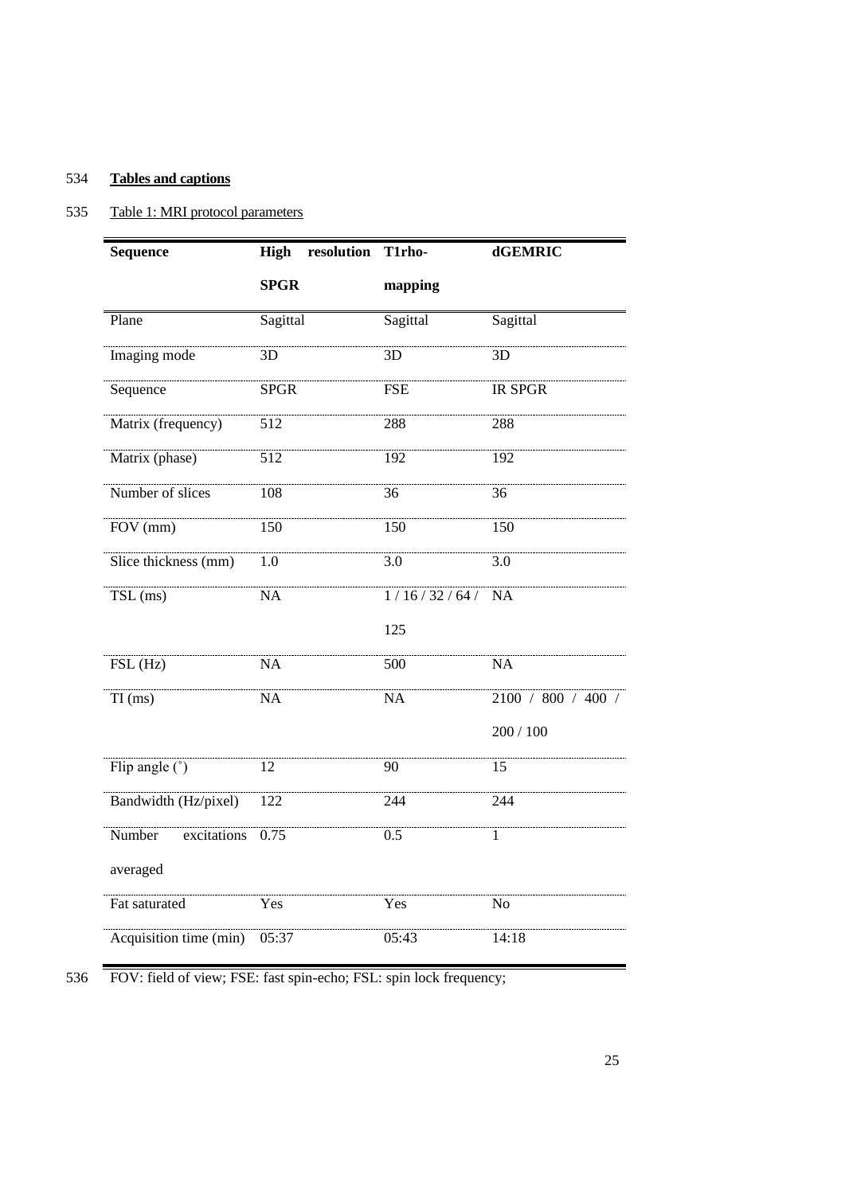## Tables and captions

Table 1: MRI protocol parameters

| Sequence | High resolution SPGR | T1rho-mapping | dGEMRIC |
|---|---|---|---|
| Plane | Sagittal | Sagittal | Sagittal |
| Imaging mode | 3D | 3D | 3D |
| Sequence | SPGR | FSE | IR SPGR |
| Matrix (frequency) | 512 | 288 | 288 |
| Matrix (phase) | 512 | 192 | 192 |
| Number of slices | 108 | 36 | 36 |
| FOV (mm) | 150 | 150 | 150 |
| Slice thickness (mm) | 1.0 | 3.0 | 3.0 |
| TSL (ms) | NA | 1 / 16 / 32 / 64 / 125 | NA |
| FSL (Hz) | NA | 500 | NA |
| TI (ms) | NA | NA | 2100 / 800 / 400 / 200 / 100 |
| Flip angle (˚) | 12 | 90 | 15 |
| Bandwidth (Hz/pixel) | 122 | 244 | 244 |
| Number excitations averaged | 0.75 | 0.5 | 1 |
| Fat saturated | Yes | Yes | No |
| Acquisition time (min) | 05:37 | 05:43 | 14:18 |

FOV: field of view; FSE: fast spin-echo; FSL: spin lock frequency;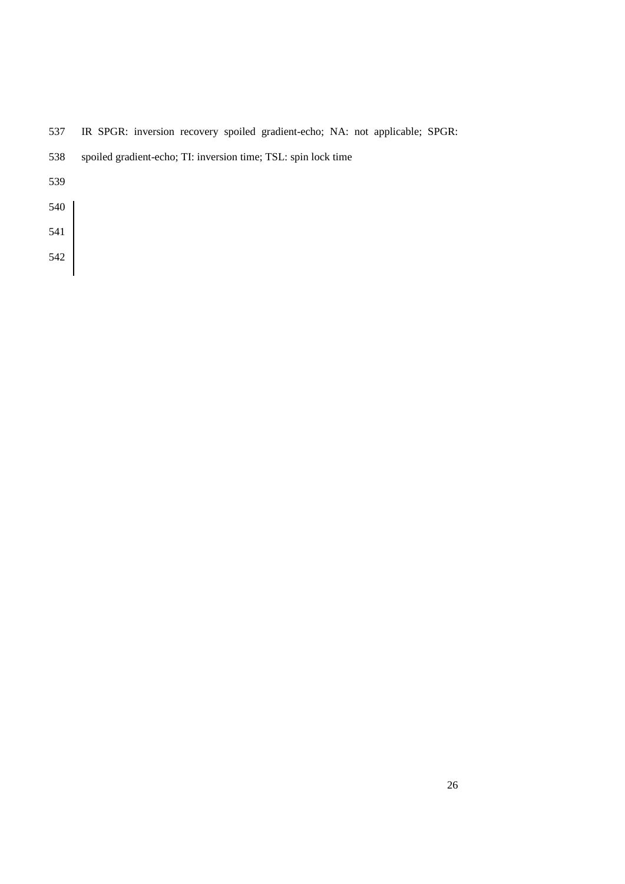IR SPGR: inversion recovery spoiled gradient-echo; NA: not applicable; SPGR: spoiled gradient-echo; TI: inversion time; TSL: spin lock time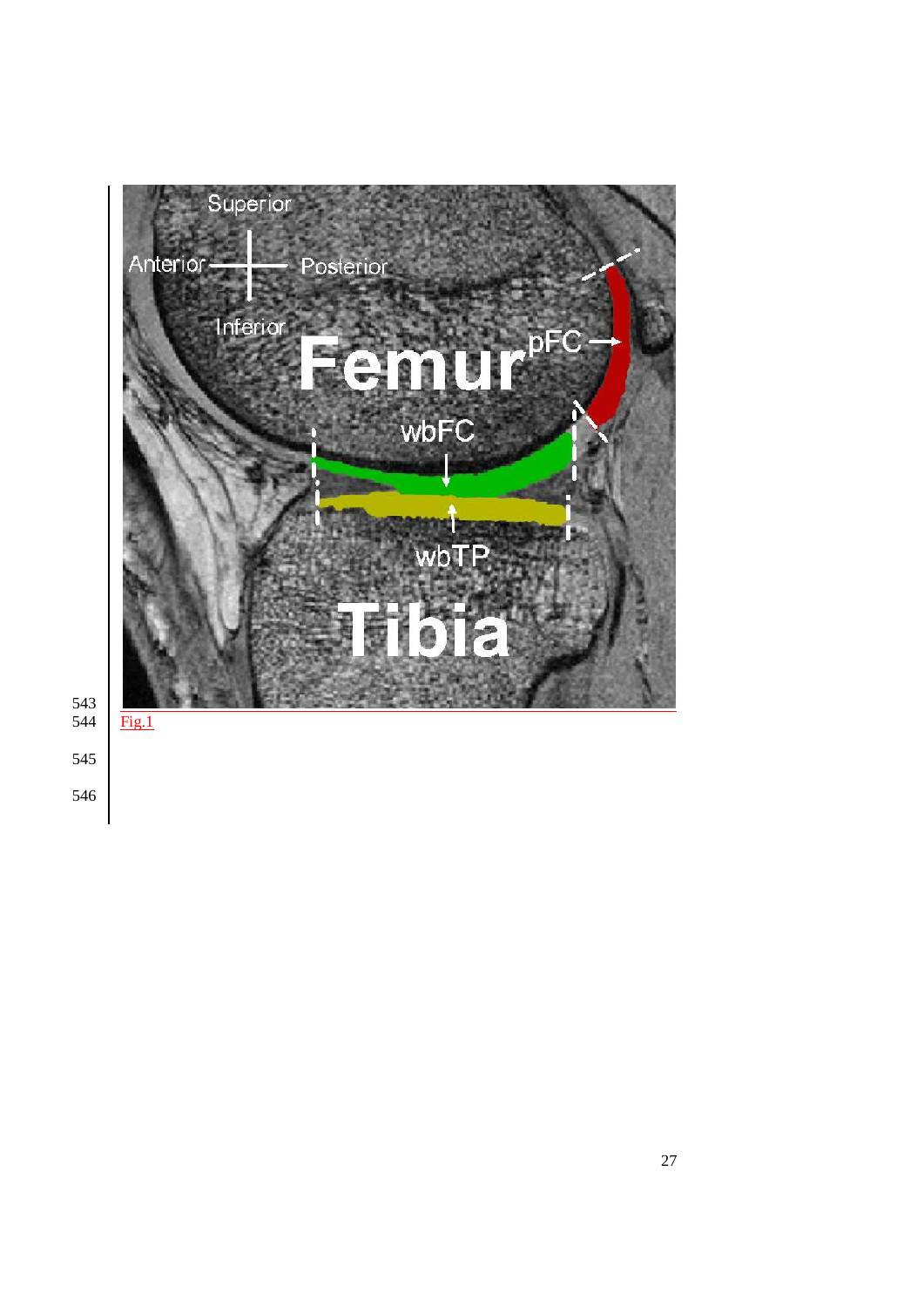Fig.1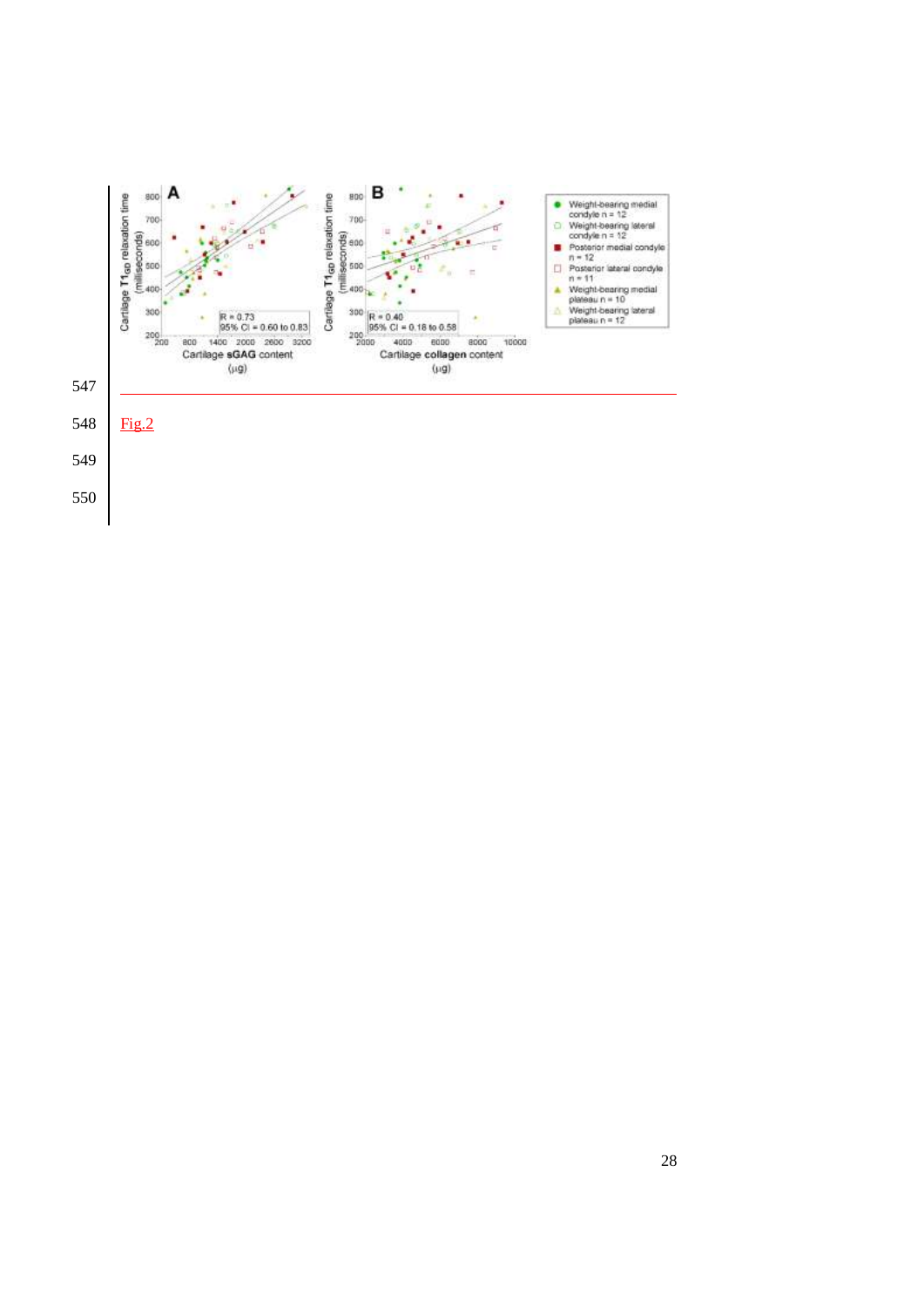Fig.2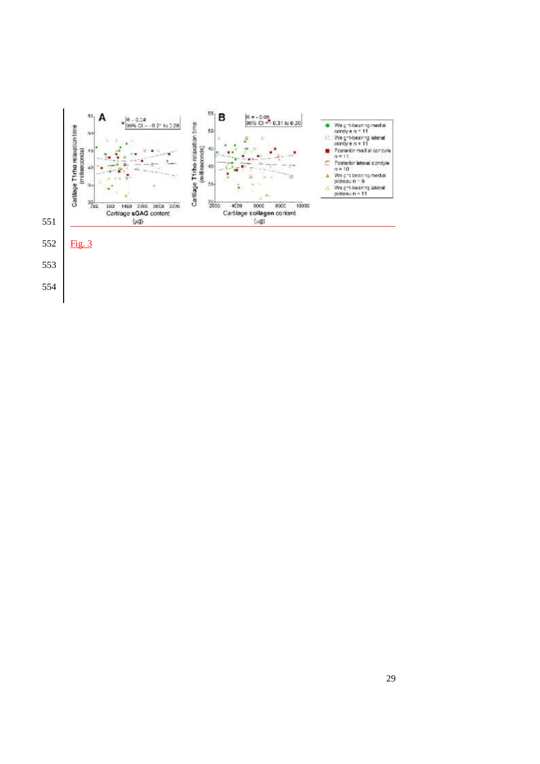Fig. 3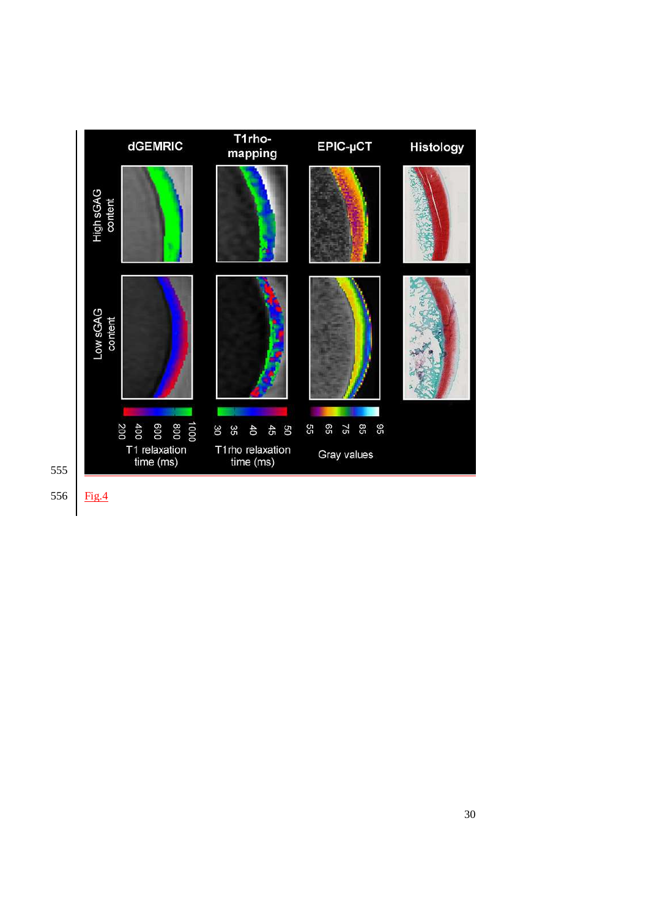dGEMRIC

T1rho-mapping

EPIC-µCT

Histology

High sGAG content

Low sGAG content

200 400 600 800 1000

T1 relaxation time (ms)

30 35 40 45 50

T1rho relaxation time (ms)

55 65 75 85 95

Gray values

Fig.4